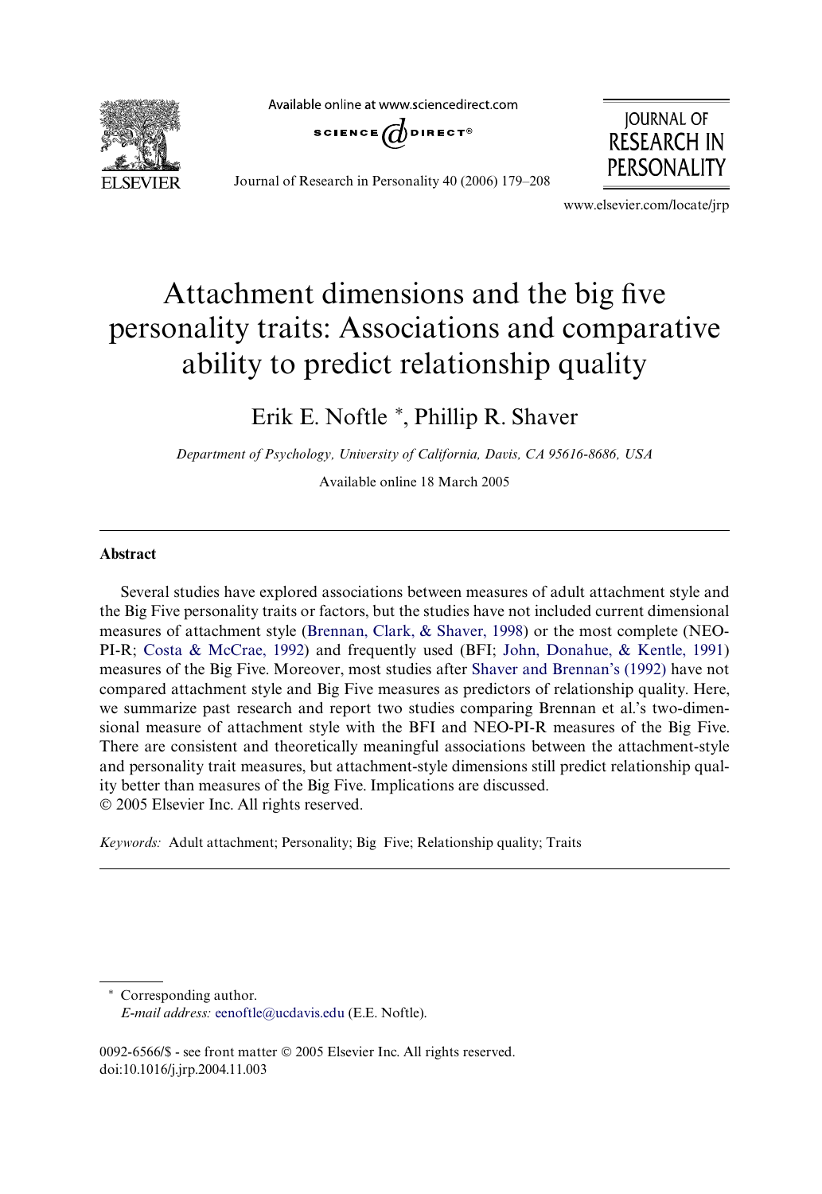# Attachment dimensions and the big five personality traits: Associations and comparative ability to predict relationship quality

Erik E. Noftle *, Phillip R. Shaver

*Department of Psychology, University of California, Davis, CA 95616-8686, USA*

Available online 18 March 2005

## Abstract

Several studies have explored associations between measures of adult attachment style and the Big Five personality traits or factors, but the studies have not included current dimensional measures of attachment style (Brennan, Clark, & Shaver, 1998) or the most complete (NEO-PI-R; Costa & McCrae, 1992) and frequently used (BFI; John, Donahue, & Kentle, 1991) measures of the Big Five. Moreover, most studies after Shaver and Brennan's (1992) have not compared attachment style and Big Five measures as predictors of relationship quality. Here, we summarize past research and report two studies comparing Brennan et al.'s two-dimensional measure of attachment style with the BFI and NEO-PI-R measures of the Big Five. There are consistent and theoretically meaningful associations between the attachment-style and personality trait measures, but attachment-style dimensions still predict relationship quality better than measures of the Big Five. Implications are discussed.
© 2005 Elsevier Inc. All rights reserved.

*Keywords:* Adult attachment; Personality; Big Five; Relationship quality; Traits

---

* Corresponding author.
*E-mail address:* eenoftle@ucdavis.edu (E.E. Noftle).

0092-6566/$ - see front matter © 2005 Elsevier Inc. All rights reserved.
doi:10.1016/j.jrp.2004.11.003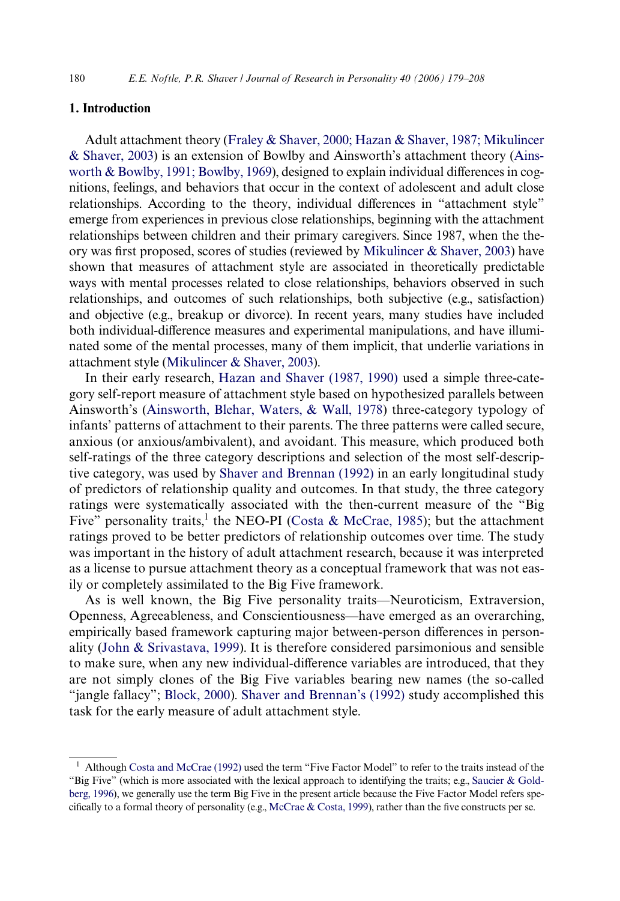## 1. Introduction

Adult attachment theory (Fraley & Shaver, 2000; Hazan & Shaver, 1987; Mikulincer & Shaver, 2003) is an extension of Bowlby and Ainsworth's attachment theory (Ainsworth & Bowlby, 1991; Bowlby, 1969), designed to explain individual differences in cognitions, feelings, and behaviors that occur in the context of adolescent and adult close relationships. According to the theory, individual differences in "attachment style" emerge from experiences in previous close relationships, beginning with the attachment relationships between children and their primary caregivers. Since 1987, when the theory was first proposed, scores of studies (reviewed by Mikulincer & Shaver, 2003) have shown that measures of attachment style are associated in theoretically predictable ways with mental processes related to close relationships, behaviors observed in such relationships, and outcomes of such relationships, both subjective (e.g., satisfaction) and objective (e.g., breakup or divorce). In recent years, many studies have included both individual-difference measures and experimental manipulations, and have illuminated some of the mental processes, many of them implicit, that underlie variations in attachment style (Mikulincer & Shaver, 2003).

In their early research, Hazan and Shaver (1987, 1990) used a simple three-category self-report measure of attachment style based on hypothesized parallels between Ainsworth's (Ainsworth, Blehar, Waters, & Wall, 1978) three-category typology of infants' patterns of attachment to their parents. The three patterns were called secure, anxious (or anxious/ambivalent), and avoidant. This measure, which produced both self-ratings of the three category descriptions and selection of the most self-descriptive category, was used by Shaver and Brennan (1992) in an early longitudinal study of predictors of relationship quality and outcomes. In that study, the three category ratings were systematically associated with the then-current measure of the "Big Five" personality traits,[1] the NEO-PI (Costa & McCrae, 1985); but the attachment ratings proved to be better predictors of relationship outcomes over time. The study was important in the history of adult attachment research, because it was interpreted as a license to pursue attachment theory as a conceptual framework that was not easily or completely assimilated to the Big Five framework.

As is well known, the Big Five personality traits—Neuroticism, Extraversion, Openness, Agreeableness, and Conscientiousness—have emerged as an overarching, empirically based framework capturing major between-person differences in personality (John & Srivastava, 1999). It is therefore considered parsimonious and sensible to make sure, when any new individual-difference variables are introduced, that they are not simply clones of the Big Five variables bearing new names (the so-called "jangle fallacy"; Block, 2000). Shaver and Brennan's (1992) study accomplished this task for the early measure of adult attachment style.

[1] Although Costa and McCrae (1992) used the term "Five Factor Model" to refer to the traits instead of the "Big Five" (which is more associated with the lexical approach to identifying the traits; e.g., Saucier & Goldberg, 1996), we generally use the term Big Five in the present article because the Five Factor Model refers specifically to a formal theory of personality (e.g., McCrae & Costa, 1999), rather than the five constructs per se.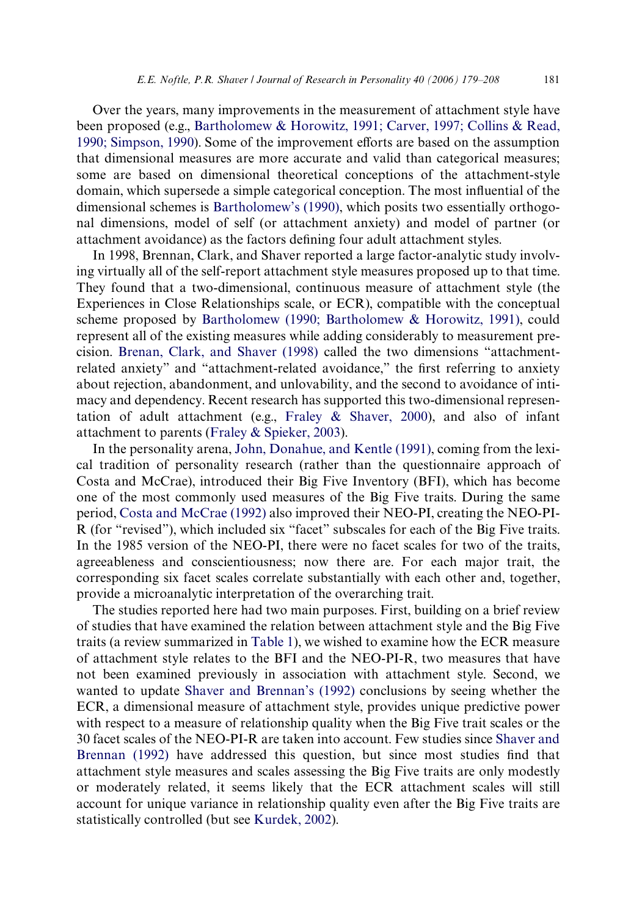Over the years, many improvements in the measurement of attachment style have been proposed (e.g., Bartholomew & Horowitz, 1991; Carver, 1997; Collins & Read, 1990; Simpson, 1990). Some of the improvement efforts are based on the assumption that dimensional measures are more accurate and valid than categorical measures; some are based on dimensional theoretical conceptions of the attachment-style domain, which supersede a simple categorical conception. The most influential of the dimensional schemes is Bartholomew's (1990), which posits two essentially orthogonal dimensions, model of self (or attachment anxiety) and model of partner (or attachment avoidance) as the factors defining four adult attachment styles.

In 1998, Brennan, Clark, and Shaver reported a large factor-analytic study involving virtually all of the self-report attachment style measures proposed up to that time. They found that a two-dimensional, continuous measure of attachment style (the Experiences in Close Relationships scale, or ECR), compatible with the conceptual scheme proposed by Bartholomew (1990; Bartholomew & Horowitz, 1991), could represent all of the existing measures while adding considerably to measurement precision. Brenan, Clark, and Shaver (1998) called the two dimensions "attachment-related anxiety" and "attachment-related avoidance," the first referring to anxiety about rejection, abandonment, and unlovability, and the second to avoidance of intimacy and dependency. Recent research has supported this two-dimensional representation of adult attachment (e.g., Fraley & Shaver, 2000), and also of infant attachment to parents (Fraley & Spieker, 2003).

In the personality arena, John, Donahue, and Kentle (1991), coming from the lexical tradition of personality research (rather than the questionnaire approach of Costa and McCrae), introduced their Big Five Inventory (BFI), which has become one of the most commonly used measures of the Big Five traits. During the same period, Costa and McCrae (1992) also improved their NEO-PI, creating the NEO-PI-R (for "revised"), which included six "facet" subscales for each of the Big Five traits. In the 1985 version of the NEO-PI, there were no facet scales for two of the traits, agreeableness and conscientiousness; now there are. For each major trait, the corresponding six facet scales correlate substantially with each other and, together, provide a microanalytic interpretation of the overarching trait.

The studies reported here had two main purposes. First, building on a brief review of studies that have examined the relation between attachment style and the Big Five traits (a review summarized in Table 1), we wished to examine how the ECR measure of attachment style relates to the BFI and the NEO-PI-R, two measures that have not been examined previously in association with attachment style. Second, we wanted to update Shaver and Brennan's (1992) conclusions by seeing whether the ECR, a dimensional measure of attachment style, provides unique predictive power with respect to a measure of relationship quality when the Big Five trait scales or the 30 facet scales of the NEO-PI-R are taken into account. Few studies since Shaver and Brennan (1992) have addressed this question, but since most studies find that attachment style measures and scales assessing the Big Five traits are only modestly or moderately related, it seems likely that the ECR attachment scales will still account for unique variance in relationship quality even after the Big Five traits are statistically controlled (but see Kurdek, 2002).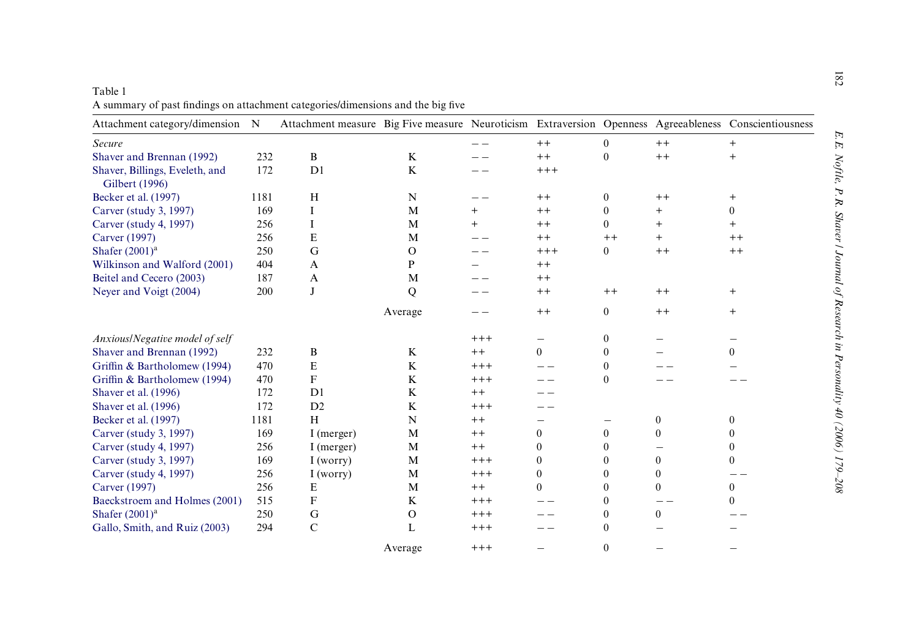Table 1
A summary of past findings on attachment categories/dimensions and the big five

| Attachment category/dimension | N | Attachment measure | Big Five measure | Neuroticism | Extraversion | Openness | Agreeableness | Conscientiousness |
|---|---|---|---|---|---|---|---|---|
| *Secure* | | | | – – | ++ | 0 | ++ | + |
| Shaver and Brennan (1992) | 232 | B | K | – – | ++ | 0 | ++ | + |
| Shaver, Billings, Eveleth, and Gilbert (1996) | 172 | D1 | K | – – | +++ | | | |
| Becker et al. (1997) | 1181 | H | N | – – | ++ | 0 | ++ | + |
| Carver (study 3, 1997) | 169 | I | M | + | ++ | 0 | + | 0 |
| Carver (study 4, 1997) | 256 | I | M | + | ++ | 0 | + | + |
| Carver (1997) | 256 | E | M | – – | ++ | ++ | + | ++ |
| Shafer (2001)[a] | 250 | G | O | – – | +++ | 0 | ++ | ++ |
| Wilkinson and Walford (2001) | 404 | A | P | – | ++ | | | |
| Beitel and Cecero (2003) | 187 | A | M | – – | ++ | | | |
| Neyer and Voigt (2004) | 200 | J | Q | – – | ++ | ++ | ++ | + |
| | | | Average | – – | ++ | 0 | ++ | + |
| *Anxious/Negative model of self* | | | | +++ | – | 0 | – | – |
| Shaver and Brennan (1992) | 232 | B | K | ++ | 0 | 0 | – | 0 |
| Griffin & Bartholomew (1994) | 470 | E | K | +++ | – – | 0 | – – | – |
| Griffin & Bartholomew (1994) | 470 | F | K | +++ | – – | 0 | – – | – – |
| Shaver et al. (1996) | 172 | D1 | K | ++ | – – | | | |
| Shaver et al. (1996) | 172 | D2 | K | +++ | – – | | | |
| Becker et al. (1997) | 1181 | H | N | ++ | – | – | 0 | 0 |
| Carver (study 3, 1997) | 169 | I (merger) | M | ++ | 0 | 0 | 0 | 0 |
| Carver (study 4, 1997) | 256 | I (merger) | M | ++ | 0 | 0 | – | 0 |
| Carver (study 3, 1997) | 169 | I (worry) | M | +++ | 0 | 0 | 0 | 0 |
| Carver (study 4, 1997) | 256 | I (worry) | M | +++ | 0 | 0 | 0 | – – |
| Carver (1997) | 256 | E | M | ++ | 0 | 0 | 0 | 0 |
| Baeckstroem and Holmes (2001) | 515 | F | K | +++ | – – | 0 | – – | 0 |
| Shafer (2001)[a] | 250 | G | O | +++ | – – | 0 | 0 | – – |
| Gallo, Smith, and Ruiz (2003) | 294 | C | L | +++ | – – | 0 | – | – |
| | | | Average | +++ | – | 0 | – | – |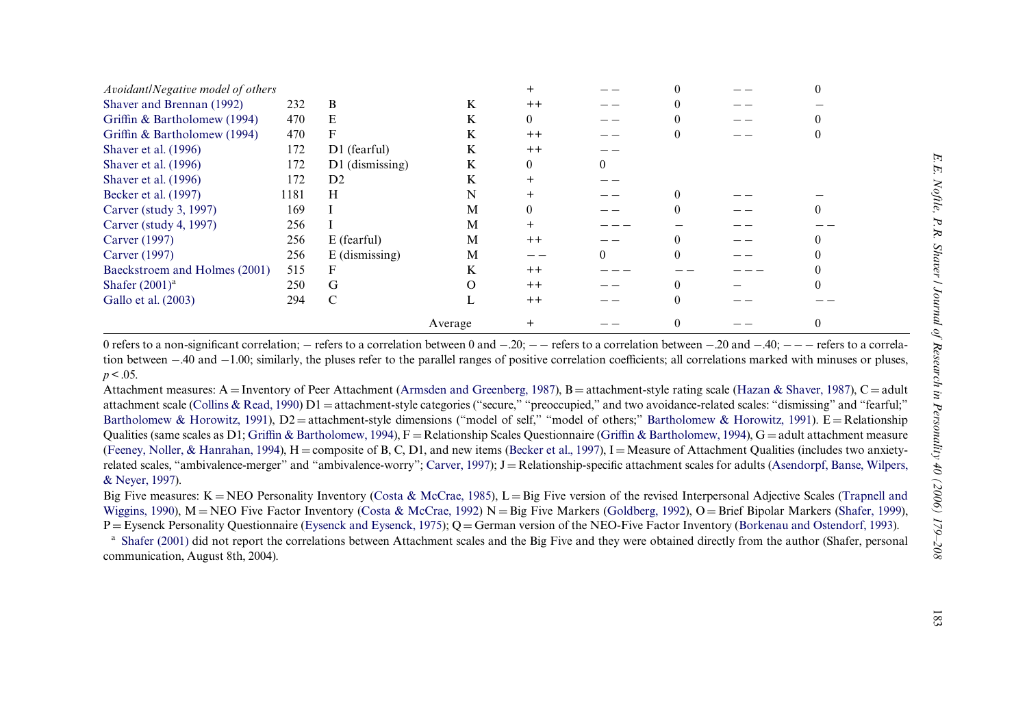| | | | | | | | | |
|---|---|---|---|---|---|---|---|---|
| *Avoidant/Negative model of others* | | | | + | − − | 0 | − − | 0 |
| Shaver and Brennan (1992) | 232 | B | K | ++ | − − | 0 | − − | − |
| Griffin & Bartholomew (1994) | 470 | E | K | 0 | − − | 0 | − − | 0 |
| Griffin & Bartholomew (1994) | 470 | F | K | ++ | − − | 0 | − − | 0 |
| Shaver et al. (1996) | 172 | D1 (fearful) | K | ++ | − − | | | |
| Shaver et al. (1996) | 172 | D1 (dismissing) | K | 0 | 0 | | | |
| Shaver et al. (1996) | 172 | D2 | K | + | − − | | | |
| Becker et al. (1997) | 1181 | H | N | + | − − | 0 | − − | − |
| Carver (study 3, 1997) | 169 | I | M | 0 | − − | 0 | − − | 0 |
| Carver (study 4, 1997) | 256 | I | M | + | − − − | − | − − | − − |
| Carver (1997) | 256 | E (fearful) | M | ++ | − − | 0 | − − | 0 |
| Carver (1997) | 256 | E (dismissing) | M | − − | 0 | 0 | − − | 0 |
| Baeckstroem and Holmes (2001) | 515 | F | K | ++ | − − − | − − | − − − | 0 |
| Shafer (2001)[a] | 250 | G | O | ++ | − − | 0 | − | 0 |
| Gallo et al. (2003) | 294 | C | L | ++ | − − | 0 | − − | − − |
| | | | Average | + | − − | 0 | − − | 0 |

0 refers to a non-significant correlation; − refers to a correlation between 0 and −.20; − − refers to a correlation between −.20 and −.40; − − − refers to a correlation between −.40 and −1.00; similarly, the pluses refer to the parallel ranges of positive correlation coefficients; all correlations marked with minuses or pluses, $p < .05$.

Attachment measures: A = Inventory of Peer Attachment (Armsden and Greenberg, 1987), B = attachment-style rating scale (Hazan & Shaver, 1987), C = adult attachment scale (Collins & Read, 1990) D1 = attachment-style categories ("secure," "preoccupied," and two avoidance-related scales: "dismissing" and "fearful;" Bartholomew & Horowitz, 1991), D2 = attachment-style dimensions ("model of self," "model of others;" Bartholomew & Horowitz, 1991). E = Relationship Qualities (same scales as D1; Griffin & Bartholomew, 1994), F = Relationship Scales Questionnaire (Griffin & Bartholomew, 1994), G = adult attachment measure (Feeney, Noller, & Hanrahan, 1994), H = composite of B, C, D1, and new items (Becker et al., 1997), I = Measure of Attachment Qualities (includes two anxiety-related scales, "ambivalence-merger" and "ambivalence-worry"; Carver, 1997); J = Relationship-specific attachment scales for adults (Asendorpf, Banse, Wilpers, & Neyer, 1997).

Big Five measures: K = NEO Personality Inventory (Costa & McCrae, 1985), L = Big Five version of the revised Interpersonal Adjective Scales (Trapnell and Wiggins, 1990), M = NEO Five Factor Inventory (Costa & McCrae, 1992) N = Big Five Markers (Goldberg, 1992), O = Brief Bipolar Markers (Shafer, 1999), P = Eysenck Personality Questionnaire (Eysenck and Eysenck, 1975); Q = German version of the NEO-Five Factor Inventory (Borkenau and Ostendorf, 1993).

[a] Shafer (2001) did not report the correlations between Attachment scales and the Big Five and they were obtained directly from the author (Shafer, personal communication, August 8th, 2004).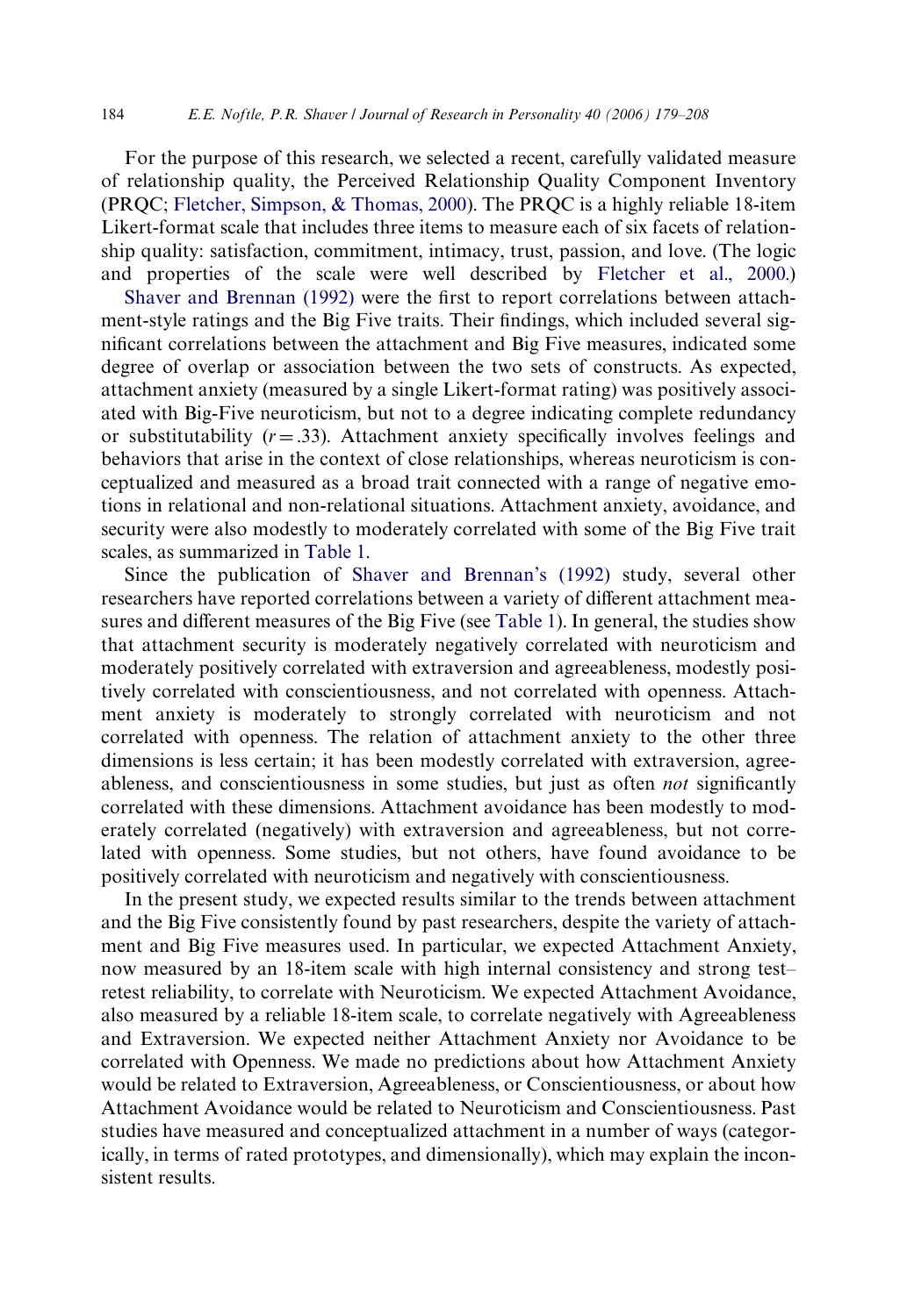For the purpose of this research, we selected a recent, carefully validated measure of relationship quality, the Perceived Relationship Quality Component Inventory (PRQC; Fletcher, Simpson, & Thomas, 2000). The PRQC is a highly reliable 18-item Likert-format scale that includes three items to measure each of six facets of relationship quality: satisfaction, commitment, intimacy, trust, passion, and love. (The logic and properties of the scale were well described by Fletcher et al., 2000.)

Shaver and Brennan (1992) were the first to report correlations between attachment-style ratings and the Big Five traits. Their findings, which included several significant correlations between the attachment and Big Five measures, indicated some degree of overlap or association between the two sets of constructs. As expected, attachment anxiety (measured by a single Likert-format rating) was positively associated with Big-Five neuroticism, but not to a degree indicating complete redundancy or substitutability ($r = .33$). Attachment anxiety specifically involves feelings and behaviors that arise in the context of close relationships, whereas neuroticism is conceptualized and measured as a broad trait connected with a range of negative emotions in relational and non-relational situations. Attachment anxiety, avoidance, and security were also modestly to moderately correlated with some of the Big Five trait scales, as summarized in Table 1.

Since the publication of Shaver and Brennan's (1992) study, several other researchers have reported correlations between a variety of different attachment measures and different measures of the Big Five (see Table 1). In general, the studies show that attachment security is moderately negatively correlated with neuroticism and moderately positively correlated with extraversion and agreeableness, modestly positively correlated with conscientiousness, and not correlated with openness. Attachment anxiety is moderately to strongly correlated with neuroticism and not correlated with openness. The relation of attachment anxiety to the other three dimensions is less certain; it has been modestly correlated with extraversion, agreeableness, and conscientiousness in some studies, but just as often *not* significantly correlated with these dimensions. Attachment avoidance has been modestly to moderately correlated (negatively) with extraversion and agreeableness, but not correlated with openness. Some studies, but not others, have found avoidance to be positively correlated with neuroticism and negatively with conscientiousness.

In the present study, we expected results similar to the trends between attachment and the Big Five consistently found by past researchers, despite the variety of attachment and Big Five measures used. In particular, we expected Attachment Anxiety, now measured by an 18-item scale with high internal consistency and strong test–retest reliability, to correlate with Neuroticism. We expected Attachment Avoidance, also measured by a reliable 18-item scale, to correlate negatively with Agreeableness and Extraversion. We expected neither Attachment Anxiety nor Avoidance to be correlated with Openness. We made no predictions about how Attachment Anxiety would be related to Extraversion, Agreeableness, or Conscientiousness, or about how Attachment Avoidance would be related to Neuroticism and Conscientiousness. Past studies have measured and conceptualized attachment in a number of ways (categorically, in terms of rated prototypes, and dimensionally), which may explain the inconsistent results.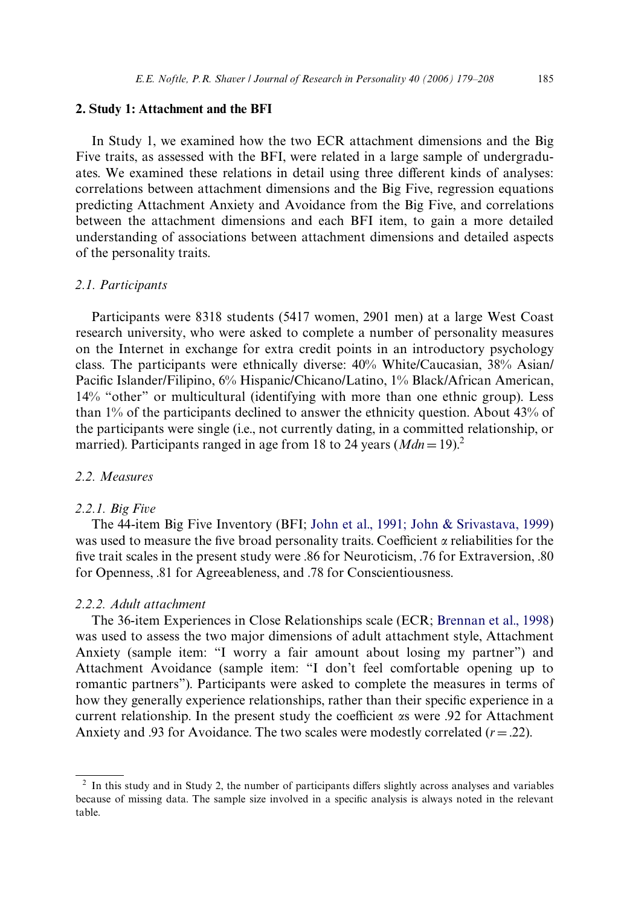## 2. Study 1: Attachment and the BFI

In Study 1, we examined how the two ECR attachment dimensions and the Big Five traits, as assessed with the BFI, were related in a large sample of undergraduates. We examined these relations in detail using three different kinds of analyses: correlations between attachment dimensions and the Big Five, regression equations predicting Attachment Anxiety and Avoidance from the Big Five, and correlations between the attachment dimensions and each BFI item, to gain a more detailed understanding of associations between attachment dimensions and detailed aspects of the personality traits.

### *2.1. Participants*

Participants were 8318 students (5417 women, 2901 men) at a large West Coast research university, who were asked to complete a number of personality measures on the Internet in exchange for extra credit points in an introductory psychology class. The participants were ethnically diverse: 40% White/Caucasian, 38% Asian/Pacific Islander/Filipino, 6% Hispanic/Chicano/Latino, 1% Black/African American, 14% "other" or multicultural (identifying with more than one ethnic group). Less than 1% of the participants declined to answer the ethnicity question. About 43% of the participants were single (i.e., not currently dating, in a committed relationship, or married). Participants ranged in age from 18 to 24 years ($Mdn = 19$).[2]

### *2.2. Measures*

#### *2.2.1. Big Five*

The 44-item Big Five Inventory (BFI; John et al., 1991; John & Srivastava, 1999) was used to measure the five broad personality traits. Coefficient $\alpha$ reliabilities for the five trait scales in the present study were .86 for Neuroticism, .76 for Extraversion, .80 for Openness, .81 for Agreeableness, and .78 for Conscientiousness.

#### *2.2.2. Adult attachment*

The 36-item Experiences in Close Relationships scale (ECR; Brennan et al., 1998) was used to assess the two major dimensions of adult attachment style, Attachment Anxiety (sample item: "I worry a fair amount about losing my partner") and Attachment Avoidance (sample item: "I don't feel comfortable opening up to romantic partners"). Participants were asked to complete the measures in terms of how they generally experience relationships, rather than their specific experience in a current relationship. In the present study the coefficient $\alpha$s were .92 for Attachment Anxiety and .93 for Avoidance. The two scales were modestly correlated ($r = .22$).

---

[2] In this study and in Study 2, the number of participants differs slightly across analyses and variables because of missing data. The sample size involved in a specific analysis is always noted in the relevant table.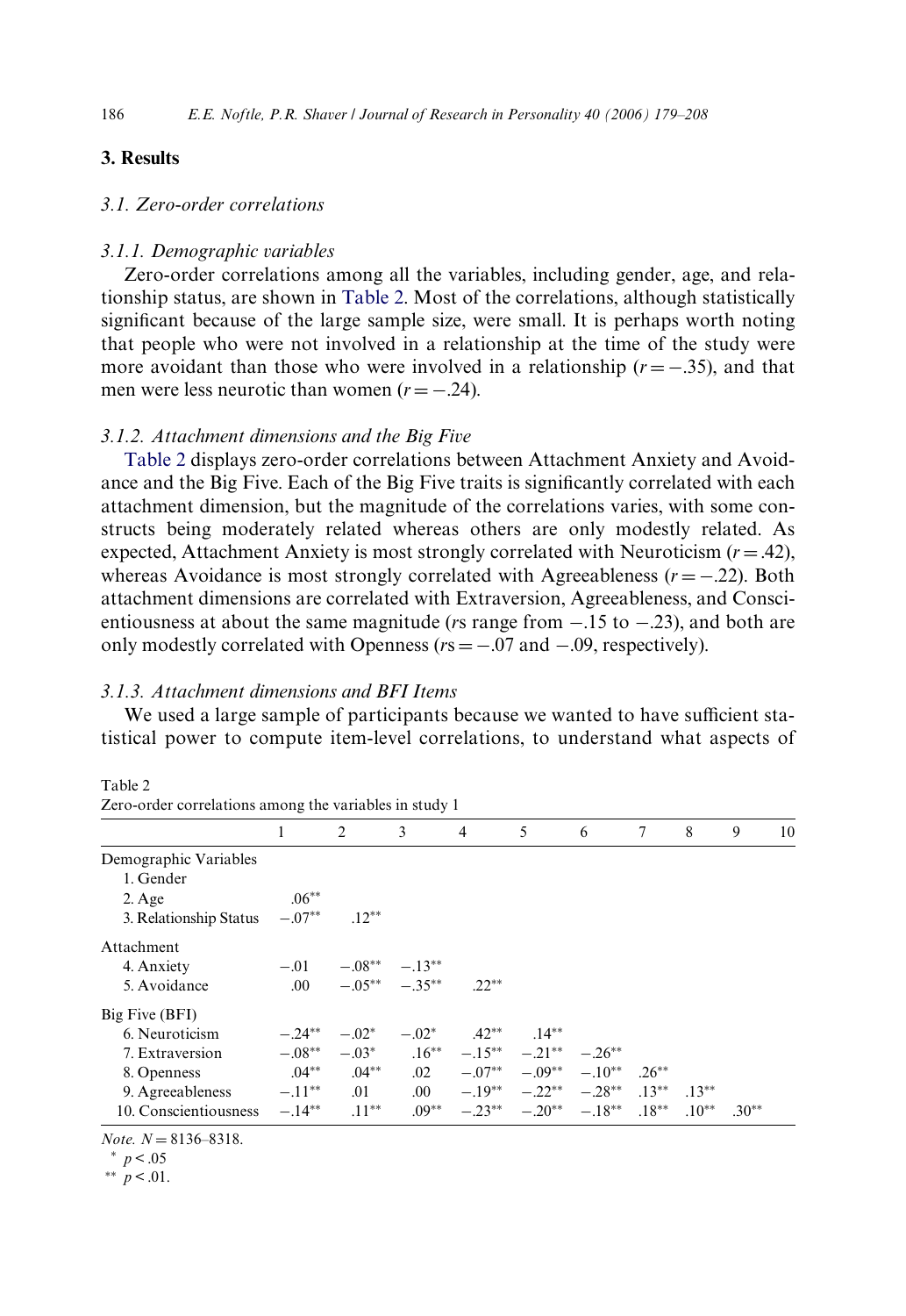## 3. Results

### 3.1. Zero-order correlations

#### 3.1.1. Demographic variables

Zero-order correlations among all the variables, including gender, age, and relationship status, are shown in Table 2. Most of the correlations, although statistically significant because of the large sample size, were small. It is perhaps worth noting that people who were not involved in a relationship at the time of the study were more avoidant than those who were involved in a relationship ($r = -.35$), and that men were less neurotic than women ($r = -.24$).

#### 3.1.2. Attachment dimensions and the Big Five

Table 2 displays zero-order correlations between Attachment Anxiety and Avoidance and the Big Five. Each of the Big Five traits is significantly correlated with each attachment dimension, but the magnitude of the correlations varies, with some constructs being moderately related whereas others are only modestly related. As expected, Attachment Anxiety is most strongly correlated with Neuroticism ($r = .42$), whereas Avoidance is most strongly correlated with Agreeableness ($r = -.22$). Both attachment dimensions are correlated with Extraversion, Agreeableness, and Conscientiousness at about the same magnitude ($r$s range from $-.15$ to $-.23$), and both are only modestly correlated with Openness ($r$s $= -.07$ and $-.09$, respectively).

#### 3.1.3. Attachment dimensions and BFI Items

We used a large sample of participants because we wanted to have sufficient statistical power to compute item-level correlations, to understand what aspects of

Table 2
Zero-order correlations among the variables in study 1

| | 1 | 2 | 3 | 4 | 5 | 6 | 7 | 8 | 9 | 10 |
|---|---|---|---|---|---|---|---|---|---|---|
| Demographic Variables | | | | | | | | | | |
| 1. Gender | | | | | | | | | | |
| 2. Age | .06** | | | | | | | | | |
| 3. Relationship Status | −.07** | .12** | | | | | | | | |
| Attachment | | | | | | | | | | |
| 4. Anxiety | −.01 | −.08** | −.13** | | | | | | | |
| 5. Avoidance | .00 | −.05** | −.35** | .22** | | | | | | |
| Big Five (BFI) | | | | | | | | | | |
| 6. Neuroticism | −.24** | −.02* | −.02* | .42** | .14** | | | | | |
| 7. Extraversion | −.08** | −.03* | .16** | −.15** | −.21** | −.26** | | | | |
| 8. Openness | .04** | .04** | .02 | −.07** | −.09** | −.10** | .26** | | | |
| 9. Agreeableness | −.11** | .01 | .00 | −.19** | −.22** | −.28** | .13** | .13** | | |
| 10. Conscientiousness | −.14** | .11** | .09** | −.23** | −.20** | −.18** | .18** | .10** | .30** | |

*Note.* $N = 8136$–$8318$.
\* $p < .05$
\*\* $p < .01$.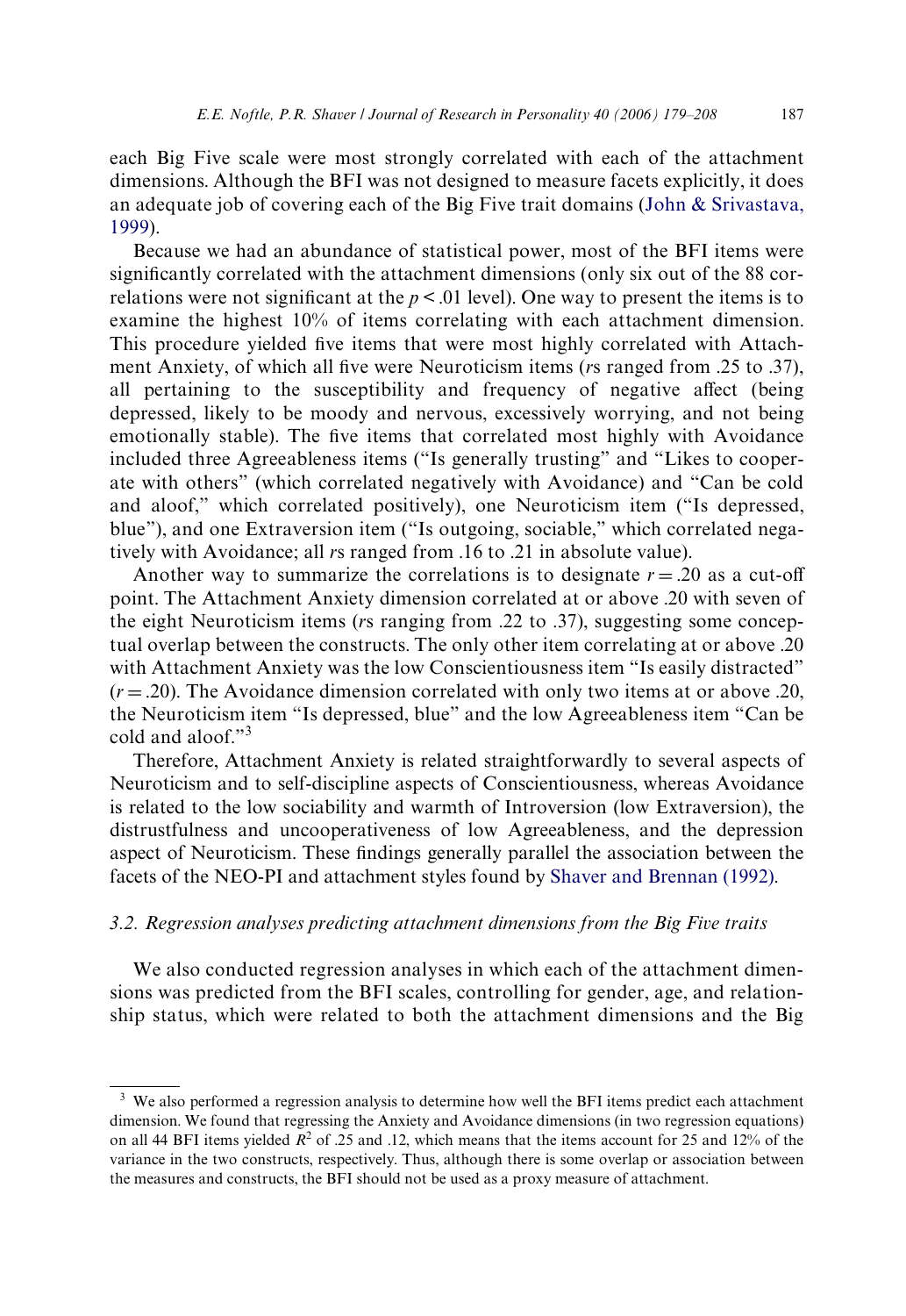each Big Five scale were most strongly correlated with each of the attachment dimensions. Although the BFI was not designed to measure facets explicitly, it does an adequate job of covering each of the Big Five trait domains (John & Srivastava, 1999).

Because we had an abundance of statistical power, most of the BFI items were significantly correlated with the attachment dimensions (only six out of the 88 correlations were not significant at the $p < .01$ level). One way to present the items is to examine the highest 10% of items correlating with each attachment dimension. This procedure yielded five items that were most highly correlated with Attachment Anxiety, of which all five were Neuroticism items ($r$s ranged from .25 to .37), all pertaining to the susceptibility and frequency of negative affect (being depressed, likely to be moody and nervous, excessively worrying, and not being emotionally stable). The five items that correlated most highly with Avoidance included three Agreeableness items ("Is generally trusting" and "Likes to cooperate with others" (which correlated negatively with Avoidance) and "Can be cold and aloof," which correlated positively), one Neuroticism item ("Is depressed, blue"), and one Extraversion item ("Is outgoing, sociable," which correlated negatively with Avoidance; all $r$s ranged from .16 to .21 in absolute value).

Another way to summarize the correlations is to designate $r = .20$ as a cut-off point. The Attachment Anxiety dimension correlated at or above .20 with seven of the eight Neuroticism items ($r$s ranging from .22 to .37), suggesting some conceptual overlap between the constructs. The only other item correlating at or above .20 with Attachment Anxiety was the low Conscientiousness item "Is easily distracted" ($r = .20$). The Avoidance dimension correlated with only two items at or above .20, the Neuroticism item "Is depressed, blue" and the low Agreeableness item "Can be cold and aloof."[3]

Therefore, Attachment Anxiety is related straightforwardly to several aspects of Neuroticism and to self-discipline aspects of Conscientiousness, whereas Avoidance is related to the low sociability and warmth of Introversion (low Extraversion), the distrustfulness and uncooperativeness of low Agreeableness, and the depression aspect of Neuroticism. These findings generally parallel the association between the facets of the NEO-PI and attachment styles found by Shaver and Brennan (1992).

### 3.2. Regression analyses predicting attachment dimensions from the Big Five traits

We also conducted regression analyses in which each of the attachment dimensions was predicted from the BFI scales, controlling for gender, age, and relationship status, which were related to both the attachment dimensions and the Big

---

[3] We also performed a regression analysis to determine how well the BFI items predict each attachment dimension. We found that regressing the Anxiety and Avoidance dimensions (in two regression equations) on all 44 BFI items yielded $R^2$ of .25 and .12, which means that the items account for 25 and 12% of the variance in the two constructs, respectively. Thus, although there is some overlap or association between the measures and constructs, the BFI should not be used as a proxy measure of attachment.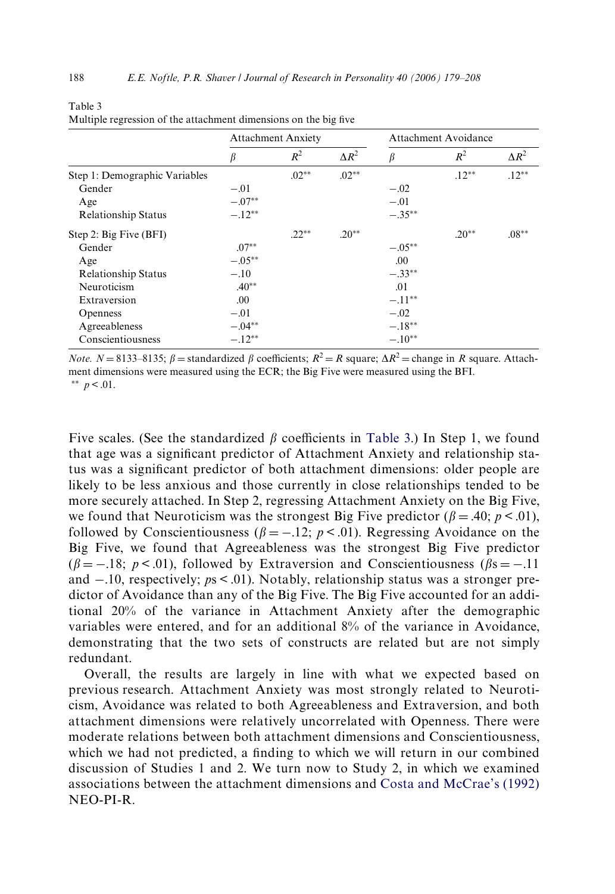Table 3
Multiple regression of the attachment dimensions on the big five

| | Attachment Anxiety | | | Attachment Avoidance | | |
|---|---|---|---|---|---|---|
| | $\beta$ | $R^2$ | $\Delta R^2$ | $\beta$ | $R^2$ | $\Delta R^2$ |
| Step 1: Demographic Variables | | .02** | .02** | | .12** | .12** |
| Gender | −.01 | | | −.02 | | |
| Age | −.07** | | | −.01 | | |
| Relationship Status | −.12** | | | −.35** | | |
| Step 2: Big Five (BFI) | | .22** | .20** | | .20** | .08** |
| Gender | .07** | | | −.05** | | |
| Age | −.05** | | | .00 | | |
| Relationship Status | −.10 | | | −.33** | | |
| Neuroticism | .40** | | | .01 | | |
| Extraversion | .00 | | | −.11** | | |
| Openness | −.01 | | | −.02 | | |
| Agreeableness | −.04** | | | −.18** | | |
| Conscientiousness | −.12** | | | −.10** | | |

*Note.* $N = 8133$–$8135$; $\beta$ = standardized $\beta$ coefficients; $R^2 = R$ square; $\Delta R^2$ = change in $R$ square. Attachment dimensions were measured using the ECR; the Big Five were measured using the BFI.
** $p < .01$.

Five scales. (See the standardized $\beta$ coefficients in Table 3.) In Step 1, we found that age was a significant predictor of Attachment Anxiety and relationship status was a significant predictor of both attachment dimensions: older people are likely to be less anxious and those currently in close relationships tended to be more securely attached. In Step 2, regressing Attachment Anxiety on the Big Five, we found that Neuroticism was the strongest Big Five predictor ($\beta = .40$; $p < .01$), followed by Conscientiousness ($\beta = -.12$; $p < .01$). Regressing Avoidance on the Big Five, we found that Agreeableness was the strongest Big Five predictor ($\beta = -.18$; $p < .01$), followed by Extraversion and Conscientiousness ($\beta\text{s} = -.11$ and $-.10$, respectively; $p\text{s} < .01$). Notably, relationship status was a stronger predictor of Avoidance than any of the Big Five. The Big Five accounted for an additional 20% of the variance in Attachment Anxiety after the demographic variables were entered, and for an additional 8% of the variance in Avoidance, demonstrating that the two sets of constructs are related but are not simply redundant.

Overall, the results are largely in line with what we expected based on previous research. Attachment Anxiety was most strongly related to Neuroticism, Avoidance was related to both Agreeableness and Extraversion, and both attachment dimensions were relatively uncorrelated with Openness. There were moderate relations between both attachment dimensions and Conscientiousness, which we had not predicted, a finding to which we will return in our combined discussion of Studies 1 and 2. We turn now to Study 2, in which we examined associations between the attachment dimensions and Costa and McCrae's (1992) NEO-PI-R.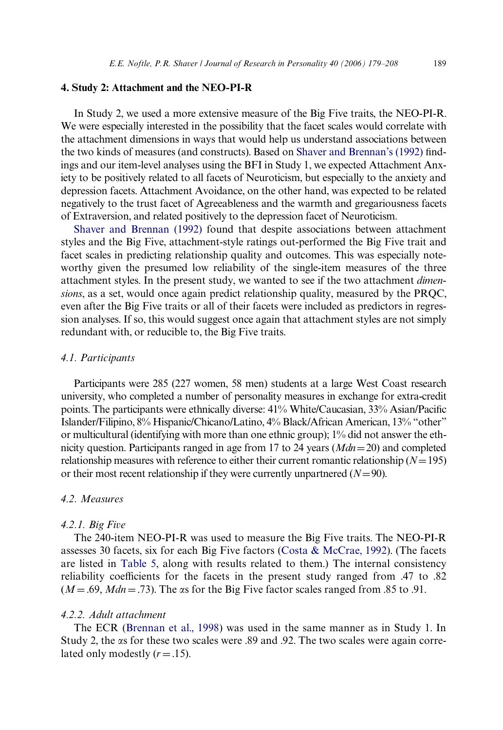## 4. Study 2: Attachment and the NEO-PI-R

In Study 2, we used a more extensive measure of the Big Five traits, the NEO-PI-R. We were especially interested in the possibility that the facet scales would correlate with the attachment dimensions in ways that would help us understand associations between the two kinds of measures (and constructs). Based on Shaver and Brennan's (1992) findings and our item-level analyses using the BFI in Study 1, we expected Attachment Anxiety to be positively related to all facets of Neuroticism, but especially to the anxiety and depression facets. Attachment Avoidance, on the other hand, was expected to be related negatively to the trust facet of Agreeableness and the warmth and gregariousness facets of Extraversion, and related positively to the depression facet of Neuroticism.

Shaver and Brennan (1992) found that despite associations between attachment styles and the Big Five, attachment-style ratings out-performed the Big Five trait and facet scales in predicting relationship quality and outcomes. This was especially noteworthy given the presumed low reliability of the single-item measures of the three attachment styles. In the present study, we wanted to see if the two attachment *dimensions*, as a set, would once again predict relationship quality, measured by the PRQC, even after the Big Five traits or all of their facets were included as predictors in regression analyses. If so, this would suggest once again that attachment styles are not simply redundant with, or reducible to, the Big Five traits.

### 4.1. Participants

Participants were 285 (227 women, 58 men) students at a large West Coast research university, who completed a number of personality measures in exchange for extra-credit points. The participants were ethnically diverse: 41% White/Caucasian, 33% Asian/Pacific Islander/Filipino, 8% Hispanic/Chicano/Latino, 4% Black/African American, 13% "other" or multicultural (identifying with more than one ethnic group); 1% did not answer the ethnicity question. Participants ranged in age from 17 to 24 years ($Mdn = 20$) and completed relationship measures with reference to either their current romantic relationship ($N = 195$) or their most recent relationship if they were currently unpartnered ($N = 90$).

### 4.2. Measures

#### 4.2.1. Big Five

The 240-item NEO-PI-R was used to measure the Big Five traits. The NEO-PI-R assesses 30 facets, six for each Big Five factors (Costa & McCrae, 1992). (The facets are listed in Table 5, along with results related to them.) The internal consistency reliability coefficients for the facets in the present study ranged from .47 to .82 ($M = .69$, $Mdn = .73$). The αs for the Big Five factor scales ranged from .85 to .91.

#### 4.2.2. Adult attachment

The ECR (Brennan et al., 1998) was used in the same manner as in Study 1. In Study 2, the αs for these two scales were .89 and .92. The two scales were again correlated only modestly ($r = .15$).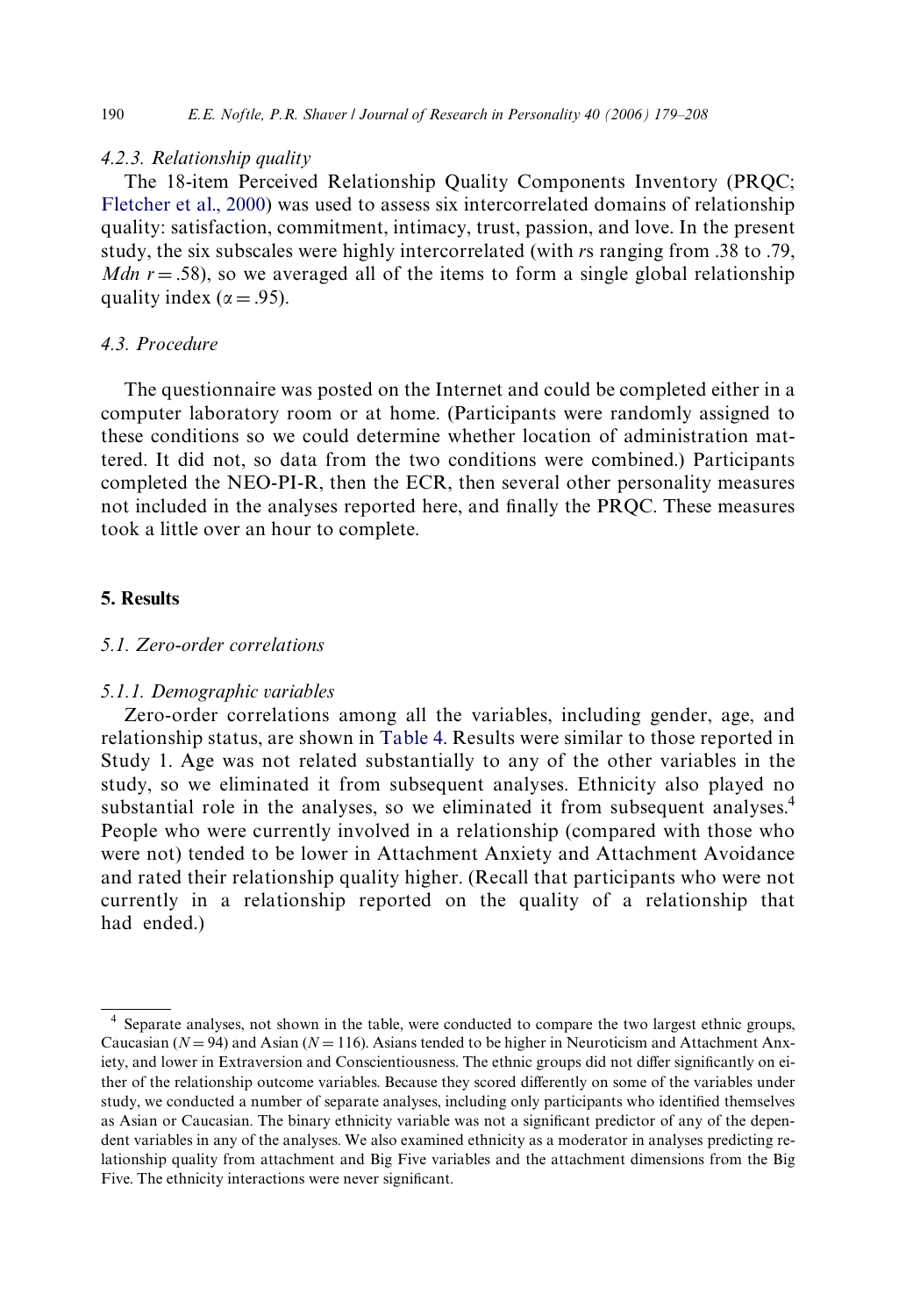#### 4.2.3. Relationship quality

The 18-item Perceived Relationship Quality Components Inventory (PRQC; Fletcher et al., 2000) was used to assess six intercorrelated domains of relationship quality: satisfaction, commitment, intimacy, trust, passion, and love. In the present study, the six subscales were highly intercorrelated (with *r*s ranging from .38 to .79, *Mdn* $r = .58$), so we averaged all of the items to form a single global relationship quality index ($\alpha = .95$).

### 4.3. Procedure

The questionnaire was posted on the Internet and could be completed either in a computer laboratory room or at home. (Participants were randomly assigned to these conditions so we could determine whether location of administration mattered. It did not, so data from the two conditions were combined.) Participants completed the NEO-PI-R, then the ECR, then several other personality measures not included in the analyses reported here, and finally the PRQC. These measures took a little over an hour to complete.

## 5. Results

### 5.1. Zero-order correlations

#### 5.1.1. Demographic variables

Zero-order correlations among all the variables, including gender, age, and relationship status, are shown in Table 4. Results were similar to those reported in Study 1. Age was not related substantially to any of the other variables in the study, so we eliminated it from subsequent analyses. Ethnicity also played no substantial role in the analyses, so we eliminated it from subsequent analyses.[4] People who were currently involved in a relationship (compared with those who were not) tended to be lower in Attachment Anxiety and Attachment Avoidance and rated their relationship quality higher. (Recall that participants who were not currently in a relationship reported on the quality of a relationship that had ended.)

[4] Separate analyses, not shown in the table, were conducted to compare the two largest ethnic groups, Caucasian ($N = 94$) and Asian ($N = 116$). Asians tended to be higher in Neuroticism and Attachment Anxiety, and lower in Extraversion and Conscientiousness. The ethnic groups did not differ significantly on either of the relationship outcome variables. Because they scored differently on some of the variables under study, we conducted a number of separate analyses, including only participants who identified themselves as Asian or Caucasian. The binary ethnicity variable was not a significant predictor of any of the dependent variables in any of the analyses. We also examined ethnicity as a moderator in analyses predicting relationship quality from attachment and Big Five variables and the attachment dimensions from the Big Five. The ethnicity interactions were never significant.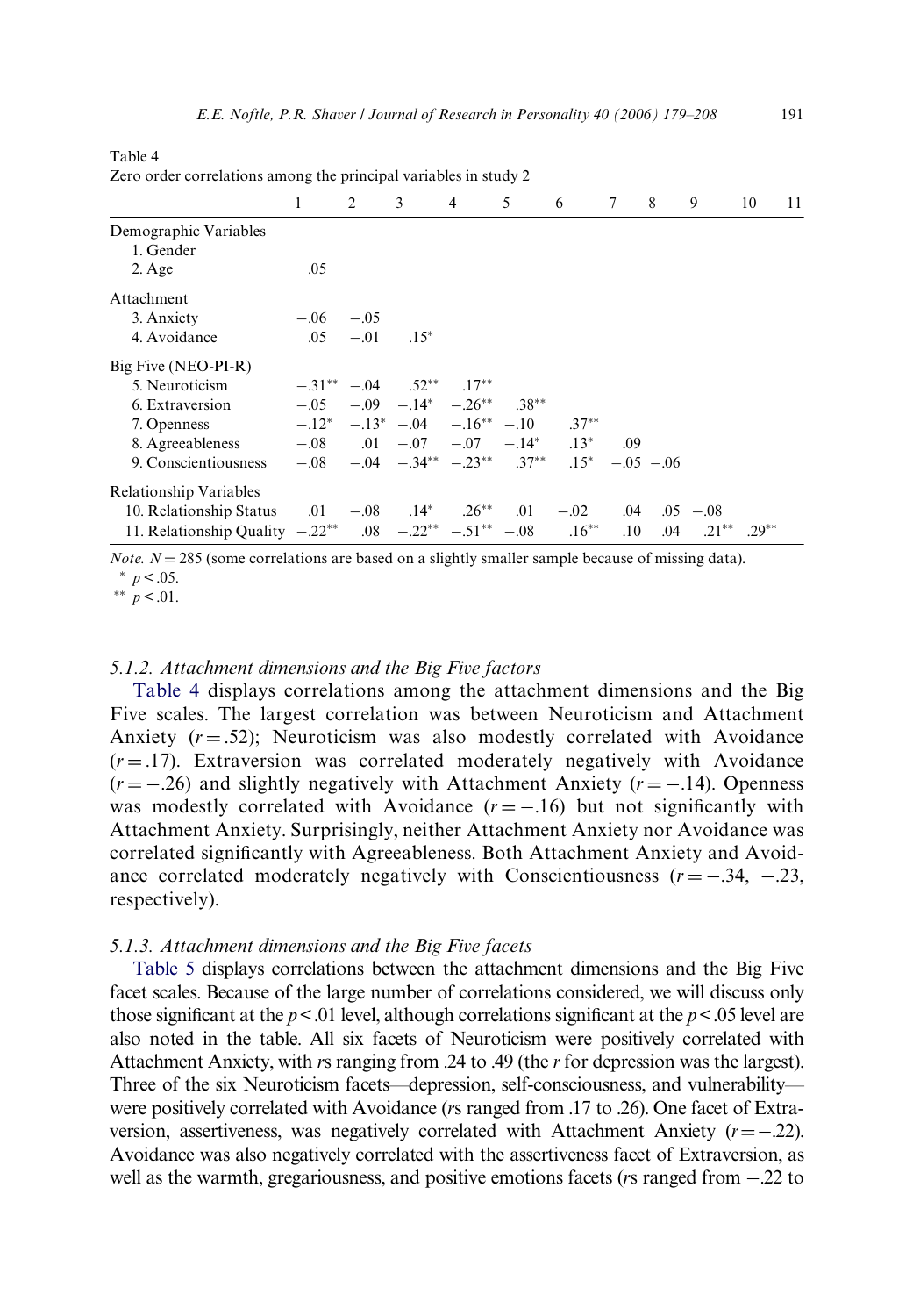Table 4
Zero order correlations among the principal variables in study 2

| | 1 | 2 | 3 | 4 | 5 | 6 | 7 | 8 | 9 | 10 | 11 |
|---|---|---|---|---|---|---|---|---|---|---|---|
| Demographic Variables | | | | | | | | | | | |
| 1. Gender | | | | | | | | | | | |
| 2. Age | .05 | | | | | | | | | | |
| Attachment | | | | | | | | | | | |
| 3. Anxiety | −.06 | −.05 | | | | | | | | | |
| 4. Avoidance | .05 | −.01 | .15* | | | | | | | | |
| Big Five (NEO-PI-R) | | | | | | | | | | | |
| 5. Neuroticism | −.31** | −.04 | .52** | .17** | | | | | | | |
| 6. Extraversion | −.05 | −.09 | −.14* | −.26** | .38** | | | | | | |
| 7. Openness | −.12* | −.13* | −.04 | −.16** | −.10 | .37** | | | | | |
| 8. Agreeableness | −.08 | .01 | −.07 | −.07 | −.14* | .13* | .09 | | | | |
| 9. Conscientiousness | −.08 | −.04 | −.34** | −.23** | .37** | .15* | −.05 | −.06 | | | |
| Relationship Variables | | | | | | | | | | | |
| 10. Relationship Status | .01 | −.08 | .14* | .26** | .01 | −.02 | .04 | .05 | −.08 | | |
| 11. Relationship Quality | −.22** | .08 | −.22** | −.51** | −.08 | .16** | .10 | .04 | .21** | .29** | |

*Note.* $N = 285$ (some correlations are based on a slightly smaller sample because of missing data).
\* $p < .05$.
\*\* $p < .01$.

### 5.1.2. Attachment dimensions and the Big Five factors

Table 4 displays correlations among the attachment dimensions and the Big Five scales. The largest correlation was between Neuroticism and Attachment Anxiety ($r = .52$); Neuroticism was also modestly correlated with Avoidance ($r = .17$). Extraversion was correlated moderately negatively with Avoidance ($r = -.26$) and slightly negatively with Attachment Anxiety ($r = -.14$). Openness was modestly correlated with Avoidance ($r = -.16$) but not significantly with Attachment Anxiety. Surprisingly, neither Attachment Anxiety nor Avoidance was correlated significantly with Agreeableness. Both Attachment Anxiety and Avoidance correlated moderately negatively with Conscientiousness ($r = -.34$, $-.23$, respectively).

### 5.1.3. Attachment dimensions and the Big Five facets

Table 5 displays correlations between the attachment dimensions and the Big Five facet scales. Because of the large number of correlations considered, we will discuss only those significant at the $p < .01$ level, although correlations significant at the $p < .05$ level are also noted in the table. All six facets of Neuroticism were positively correlated with Attachment Anxiety, with *r*s ranging from .24 to .49 (the *r* for depression was the largest). Three of the six Neuroticism facets—depression, self-consciousness, and vulnerability—were positively correlated with Avoidance (*r*s ranged from .17 to .26). One facet of Extraversion, assertiveness, was negatively correlated with Attachment Anxiety ($r = -.22$). Avoidance was also negatively correlated with the assertiveness facet of Extraversion, as well as the warmth, gregariousness, and positive emotions facets (*r*s ranged from −.22 to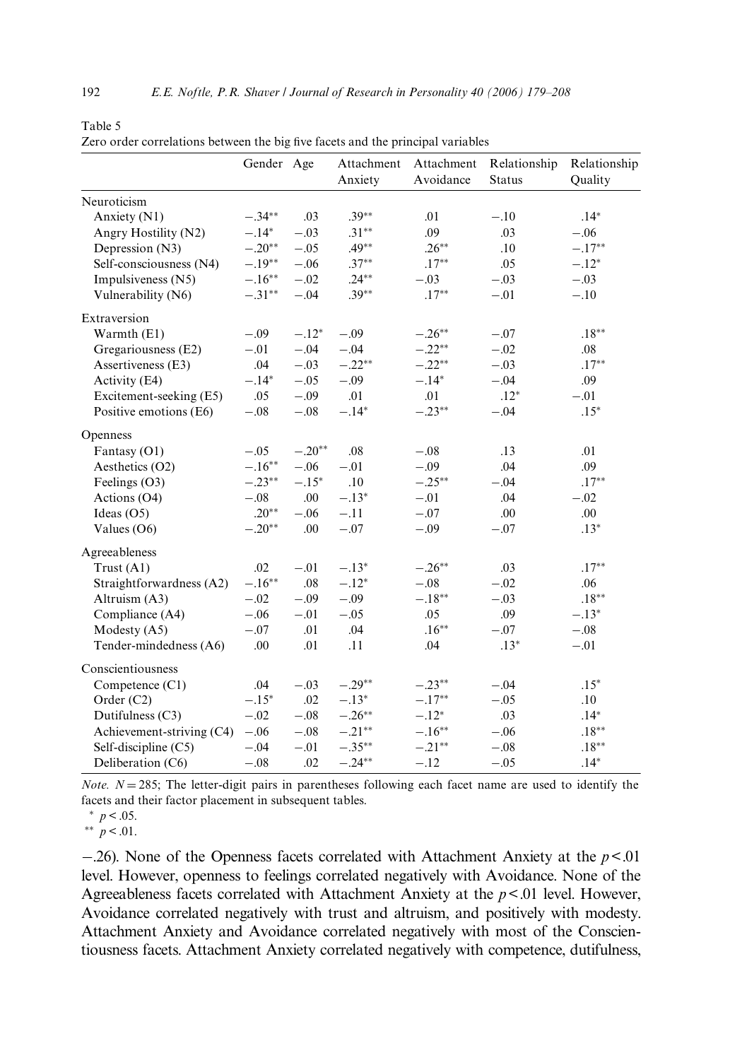Table 5
Zero order correlations between the big five facets and the principal variables

| | Gender | Age | Attachment Anxiety | Attachment Avoidance | Relationship Status | Relationship Quality |
|---|---|---|---|---|---|---|
| Neuroticism | | | | | | |
| Anxiety (N1) | −.34** | .03 | .39** | .01 | −.10 | .14* |
| Angry Hostility (N2) | −.14* | −.03 | .31** | .09 | .03 | −.06 |
| Depression (N3) | −.20** | −.05 | .49** | .26** | .10 | −.17** |
| Self-consciousness (N4) | −.19** | −.06 | .37** | .17** | .05 | −.12* |
| Impulsiveness (N5) | −.16** | −.02 | .24** | −.03 | −.03 | −.03 |
| Vulnerability (N6) | −.31** | −.04 | .39** | .17** | −.01 | −.10 |
| Extraversion | | | | | | |
| Warmth (E1) | −.09 | −.12* | −.09 | −.26** | −.07 | .18** |
| Gregariousness (E2) | −.01 | −.04 | −.04 | −.22** | −.02 | .08 |
| Assertiveness (E3) | .04 | −.03 | −.22** | −.22** | −.03 | .17** |
| Activity (E4) | −.14* | −.05 | −.09 | −.14* | −.04 | .09 |
| Excitement-seeking (E5) | .05 | −.09 | .01 | .01 | .12* | −.01 |
| Positive emotions (E6) | −.08 | −.08 | −.14* | −.23** | −.04 | .15* |
| Openness | | | | | | |
| Fantasy (O1) | −.05 | −.20** | .08 | −.08 | .13 | .01 |
| Aesthetics (O2) | −.16** | −.06 | −.01 | −.09 | .04 | .09 |
| Feelings (O3) | −.23** | −.15* | .10 | −.25** | −.04 | .17** |
| Actions (O4) | −.08 | .00 | −.13* | −.01 | .04 | −.02 |
| Ideas (O5) | .20** | −.06 | −.11 | −.07 | .00 | .00 |
| Values (O6) | −.20** | .00 | −.07 | −.09 | −.07 | .13* |
| Agreeableness | | | | | | |
| Trust (A1) | .02 | −.01 | −.13* | −.26** | .03 | .17** |
| Straightforwardness (A2) | −.16** | .08 | −.12* | −.08 | −.02 | .06 |
| Altruism (A3) | −.02 | −.09 | −.09 | −.18** | −.03 | .18** |
| Compliance (A4) | −.06 | −.01 | −.05 | .05 | .09 | −.13* |
| Modesty (A5) | −.07 | .01 | .04 | .16** | −.07 | −.08 |
| Tender-mindedness (A6) | .00 | .01 | .11 | .04 | .13* | −.01 |
| Conscientiousness | | | | | | |
| Competence (C1) | .04 | −.03 | −.29** | −.23** | −.04 | .15* |
| Order (C2) | −.15* | .02 | −.13* | −.17** | −.05 | .10 |
| Dutifulness (C3) | −.02 | −.08 | −.26** | −.12* | .03 | .14* |
| Achievement-striving (C4) | −.06 | −.08 | −.21** | −.16** | −.06 | .18** |
| Self-discipline (C5) | −.04 | −.01 | −.35** | −.21** | −.08 | .18** |
| Deliberation (C6) | −.08 | .02 | −.24** | −.12 | −.05 | .14* |

*Note.* $N = 285$; The letter-digit pairs in parentheses following each facet name are used to identify the facets and their factor placement in subsequent tables.

\* $p < .05$.

\*\* $p < .01$.

−.26). None of the Openness facets correlated with Attachment Anxiety at the $p < .01$ level. However, openness to feelings correlated negatively with Avoidance. None of the Agreeableness facets correlated with Attachment Anxiety at the $p < .01$ level. However, Avoidance correlated negatively with trust and altruism, and positively with modesty. Attachment Anxiety and Avoidance correlated negatively with most of the Conscientiousness facets. Attachment Anxiety correlated negatively with competence, dutifulness,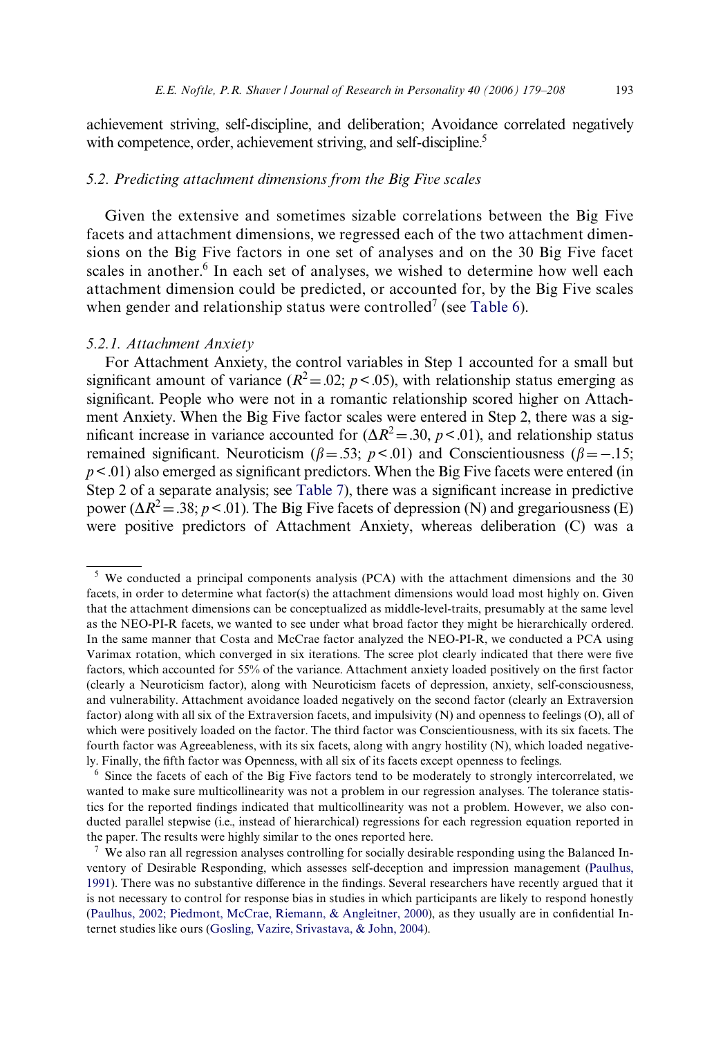achievement striving, self-discipline, and deliberation; Avoidance correlated negatively with competence, order, achievement striving, and self-discipline.[5]

### 5.2. Predicting attachment dimensions from the Big Five scales

Given the extensive and sometimes sizable correlations between the Big Five facets and attachment dimensions, we regressed each of the two attachment dimensions on the Big Five factors in one set of analyses and on the 30 Big Five facet scales in another.[6] In each set of analyses, we wished to determine how well each attachment dimension could be predicted, or accounted for, by the Big Five scales when gender and relationship status were controlled[7] (see Table 6).

#### 5.2.1. Attachment Anxiety

For Attachment Anxiety, the control variables in Step 1 accounted for a small but significant amount of variance ($R^2 = .02$; $p < .05$), with relationship status emerging as significant. People who were not in a romantic relationship scored higher on Attachment Anxiety. When the Big Five factor scales were entered in Step 2, there was a significant increase in variance accounted for ($\Delta R^2 = .30$, $p < .01$), and relationship status remained significant. Neuroticism ($\beta = .53$; $p < .01$) and Conscientiousness ($\beta = -.15$; $p < .01$) also emerged as significant predictors. When the Big Five facets were entered (in Step 2 of a separate analysis; see Table 7), there was a significant increase in predictive power ($\Delta R^2 = .38$; $p < .01$). The Big Five facets of depression (N) and gregariousness (E) were positive predictors of Attachment Anxiety, whereas deliberation (C) was a

---

[5] We conducted a principal components analysis (PCA) with the attachment dimensions and the 30 facets, in order to determine what factor(s) the attachment dimensions would load most highly on. Given that the attachment dimensions can be conceptualized as middle-level-traits, presumably at the same level as the NEO-PI-R facets, we wanted to see under what broad factor they might be hierarchically ordered. In the same manner that Costa and McCrae factor analyzed the NEO-PI-R, we conducted a PCA using Varimax rotation, which converged in six iterations. The scree plot clearly indicated that there were five factors, which accounted for 55% of the variance. Attachment anxiety loaded positively on the first factor (clearly a Neuroticism factor), along with Neuroticism facets of depression, anxiety, self-consciousness, and vulnerability. Attachment avoidance loaded negatively on the second factor (clearly an Extraversion factor) along with all six of the Extraversion facets, and impulsivity (N) and openness to feelings (O), all of which were positively loaded on the factor. The third factor was Conscientiousness, with its six facets. The fourth factor was Agreeableness, with its six facets, along with angry hostility (N), which loaded negatively. Finally, the fifth factor was Openness, with all six of its facets except openness to feelings.

[6] Since the facets of each of the Big Five factors tend to be moderately to strongly intercorrelated, we wanted to make sure multicollinearity was not a problem in our regression analyses. The tolerance statistics for the reported findings indicated that multicollinearity was not a problem. However, we also conducted parallel stepwise (i.e., instead of hierarchical) regressions for each regression equation reported in the paper. The results were highly similar to the ones reported here.

[7] We also ran all regression analyses controlling for socially desirable responding using the Balanced Inventory of Desirable Responding, which assesses self-deception and impression management (Paulhus, 1991). There was no substantive difference in the findings. Several researchers have recently argued that it is not necessary to control for response bias in studies in which participants are likely to respond honestly (Paulhus, 2002; Piedmont, McCrae, Riemann, & Angleitner, 2000), as they usually are in confidential Internet studies like ours (Gosling, Vazire, Srivastava, & John, 2004).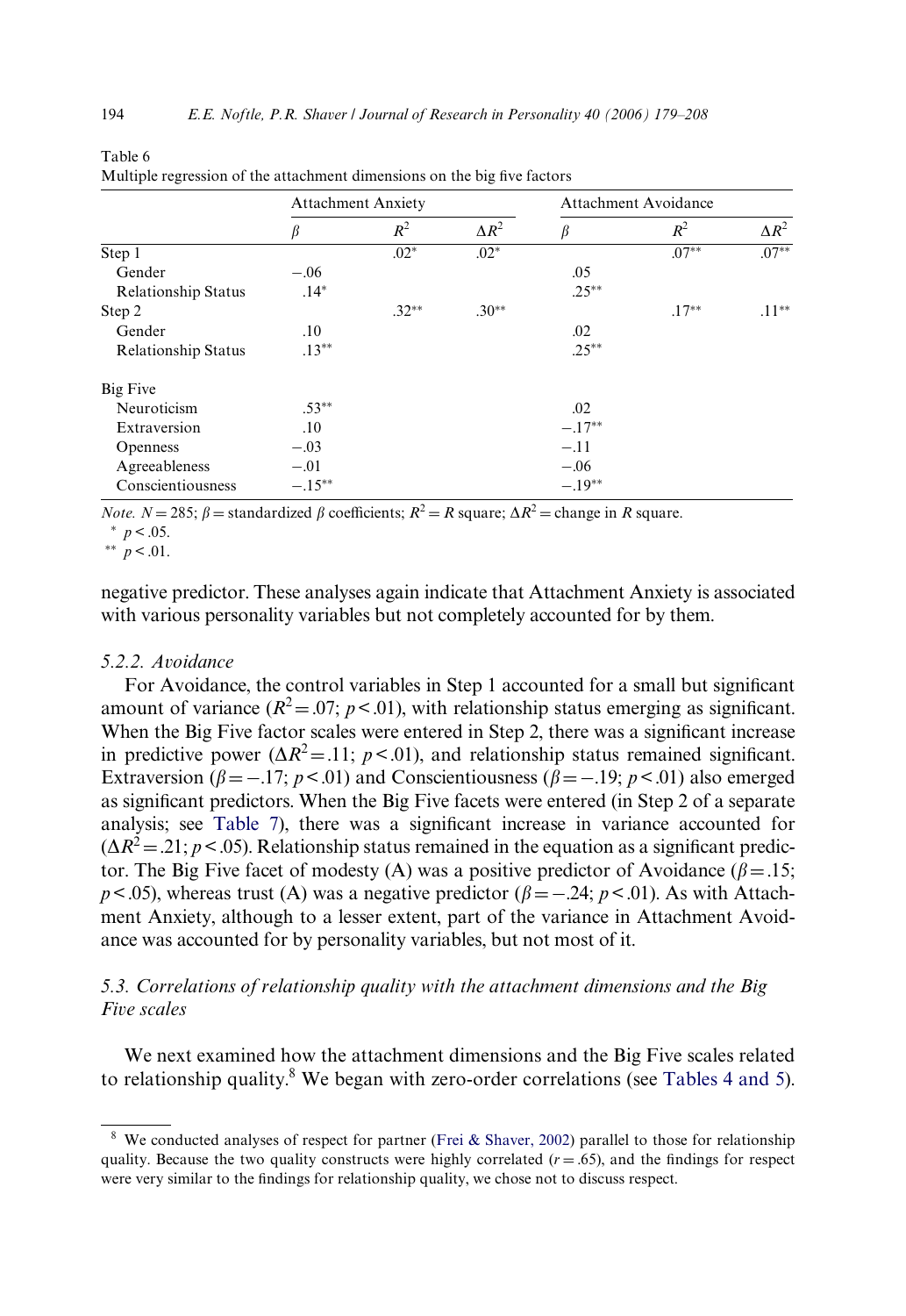Table 6
Multiple regression of the attachment dimensions on the big five factors

| | Attachment Anxiety | | | Attachment Avoidance | | |
|---|---|---|---|---|---|---|
| | $\beta$ | $R^2$ | $\Delta R^2$ | $\beta$ | $R^2$ | $\Delta R^2$ |
| Step 1 | | .02* | .02* | | .07** | .07** |
| Gender | −.06 | | | .05 | | |
| Relationship Status | .14* | | | .25** | | |
| Step 2 | | .32** | .30** | | .17** | .11** |
| Gender | .10 | | | .02 | | |
| Relationship Status | .13** | | | .25** | | |
| Big Five | | | | | | |
| Neuroticism | .53** | | | .02 | | |
| Extraversion | .10 | | | −.17** | | |
| Openness | −.03 | | | −.11 | | |
| Agreeableness | −.01 | | | −.06 | | |
| Conscientiousness | −.15** | | | −.19** | | |

*Note.* $N = 285$; $\beta$ = standardized $\beta$ coefficients; $R^2 = R$ square; $\Delta R^2$ = change in $R$ square.
* $p < .05$.
** $p < .01$.

negative predictor. These analyses again indicate that Attachment Anxiety is associated with various personality variables but not completely accounted for by them.

### 5.2.2. Avoidance

For Avoidance, the control variables in Step 1 accounted for a small but significant amount of variance ($R^2 = .07$; $p < .01$), with relationship status emerging as significant. When the Big Five factor scales were entered in Step 2, there was a significant increase in predictive power ($\Delta R^2 = .11$; $p < .01$), and relationship status remained significant. Extraversion ($\beta = -.17$; $p < .01$) and Conscientiousness ($\beta = -.19$; $p < .01$) also emerged as significant predictors. When the Big Five facets were entered (in Step 2 of a separate analysis; see Table 7), there was a significant increase in variance accounted for ($\Delta R^2 = .21$; $p < .05$). Relationship status remained in the equation as a significant predictor. The Big Five facet of modesty (A) was a positive predictor of Avoidance ($\beta = .15$; $p < .05$), whereas trust (A) was a negative predictor ($\beta = -.24$; $p < .01$). As with Attachment Anxiety, although to a lesser extent, part of the variance in Attachment Avoidance was accounted for by personality variables, but not most of it.

## 5.3. Correlations of relationship quality with the attachment dimensions and the Big Five scales

We next examined how the attachment dimensions and the Big Five scales related to relationship quality.[8] We began with zero-order correlations (see Tables 4 and 5).

[8] We conducted analyses of respect for partner (Frei & Shaver, 2002) parallel to those for relationship quality. Because the two quality constructs were highly correlated ($r = .65$), and the findings for respect were very similar to the findings for relationship quality, we chose not to discuss respect.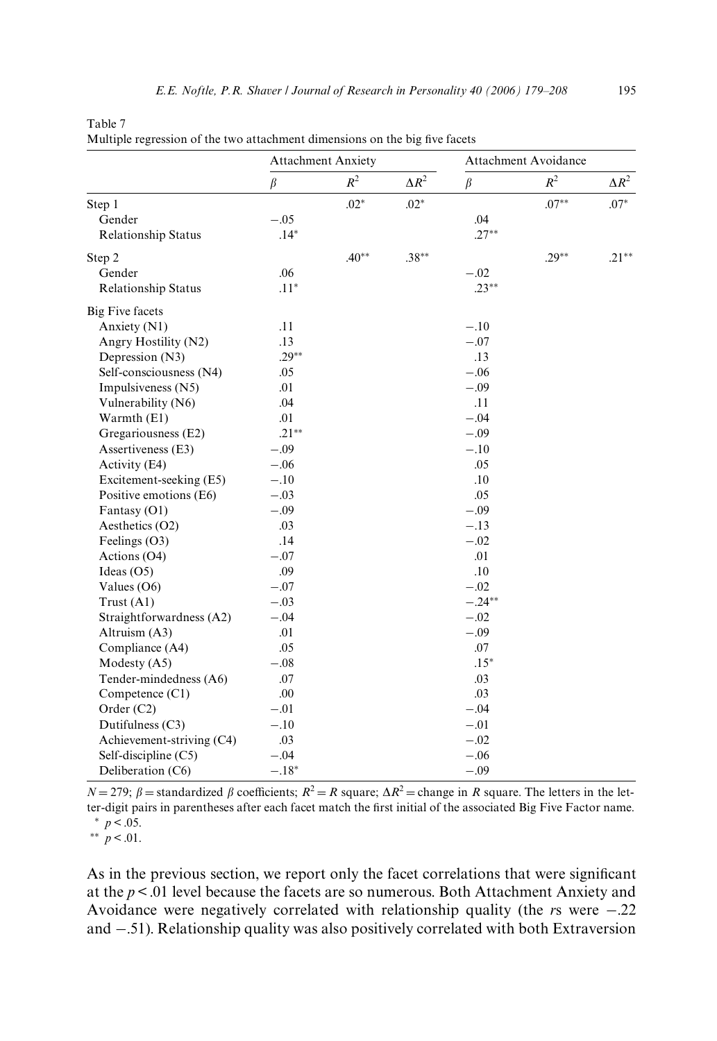Table 7
Multiple regression of the two attachment dimensions on the big five facets

| | Attachment Anxiety | | | Attachment Avoidance | | |
|---|---|---|---|---|---|---|
| | $\beta$ | $R^2$ | $\Delta R^2$ | $\beta$ | $R^2$ | $\Delta R^2$ |
| Step 1 | | .02* | .02* | | .07** | .07* |
| Gender | −.05 | | | .04 | | |
| Relationship Status | .14* | | | .27** | | |
| Step 2 | | .40** | .38** | | .29** | .21** |
| Gender | .06 | | | −.02 | | |
| Relationship Status | .11* | | | .23** | | |
| Big Five facets | | | | | | |
| Anxiety (N1) | .11 | | | −.10 | | |
| Angry Hostility (N2) | .13 | | | −.07 | | |
| Depression (N3) | .29** | | | .13 | | |
| Self-consciousness (N4) | .05 | | | −.06 | | |
| Impulsiveness (N5) | .01 | | | −.09 | | |
| Vulnerability (N6) | .04 | | | .11 | | |
| Warmth (E1) | .01 | | | −.04 | | |
| Gregariousness (E2) | .21** | | | −.09 | | |
| Assertiveness (E3) | −.09 | | | −.10 | | |
| Activity (E4) | −.06 | | | .05 | | |
| Excitement-seeking (E5) | −.10 | | | .10 | | |
| Positive emotions (E6) | −.03 | | | .05 | | |
| Fantasy (O1) | −.09 | | | −.09 | | |
| Aesthetics (O2) | .03 | | | −.13 | | |
| Feelings (O3) | .14 | | | −.02 | | |
| Actions (O4) | −.07 | | | .01 | | |
| Ideas (O5) | .09 | | | .10 | | |
| Values (O6) | −.07 | | | −.02 | | |
| Trust (A1) | −.03 | | | −.24** | | |
| Straightforwardness (A2) | −.04 | | | −.02 | | |
| Altruism (A3) | .01 | | | −.09 | | |
| Compliance (A4) | .05 | | | .07 | | |
| Modesty (A5) | −.08 | | | .15* | | |
| Tender-mindedness (A6) | .07 | | | .03 | | |
| Competence (C1) | .00 | | | .03 | | |
| Order (C2) | −.01 | | | −.04 | | |
| Dutifulness (C3) | −.10 | | | −.01 | | |
| Achievement-striving (C4) | .03 | | | −.02 | | |
| Self-discipline (C5) | −.04 | | | −.06 | | |
| Deliberation (C6) | −.18* | | | −.09 | | |

$N = 279$; $\beta$ = standardized $\beta$ coefficients; $R^2 = R$ square; $\Delta R^2$ = change in $R$ square. The letters in the letter-digit pairs in parentheses after each facet match the first initial of the associated Big Five Factor name.
\* $p < .05$.
\*\* $p < .01$.

As in the previous section, we report only the facet correlations that were significant at the $p < .01$ level because the facets are so numerous. Both Attachment Anxiety and Avoidance were negatively correlated with relationship quality (the $r$s were −.22 and −.51). Relationship quality was also positively correlated with both Extraversion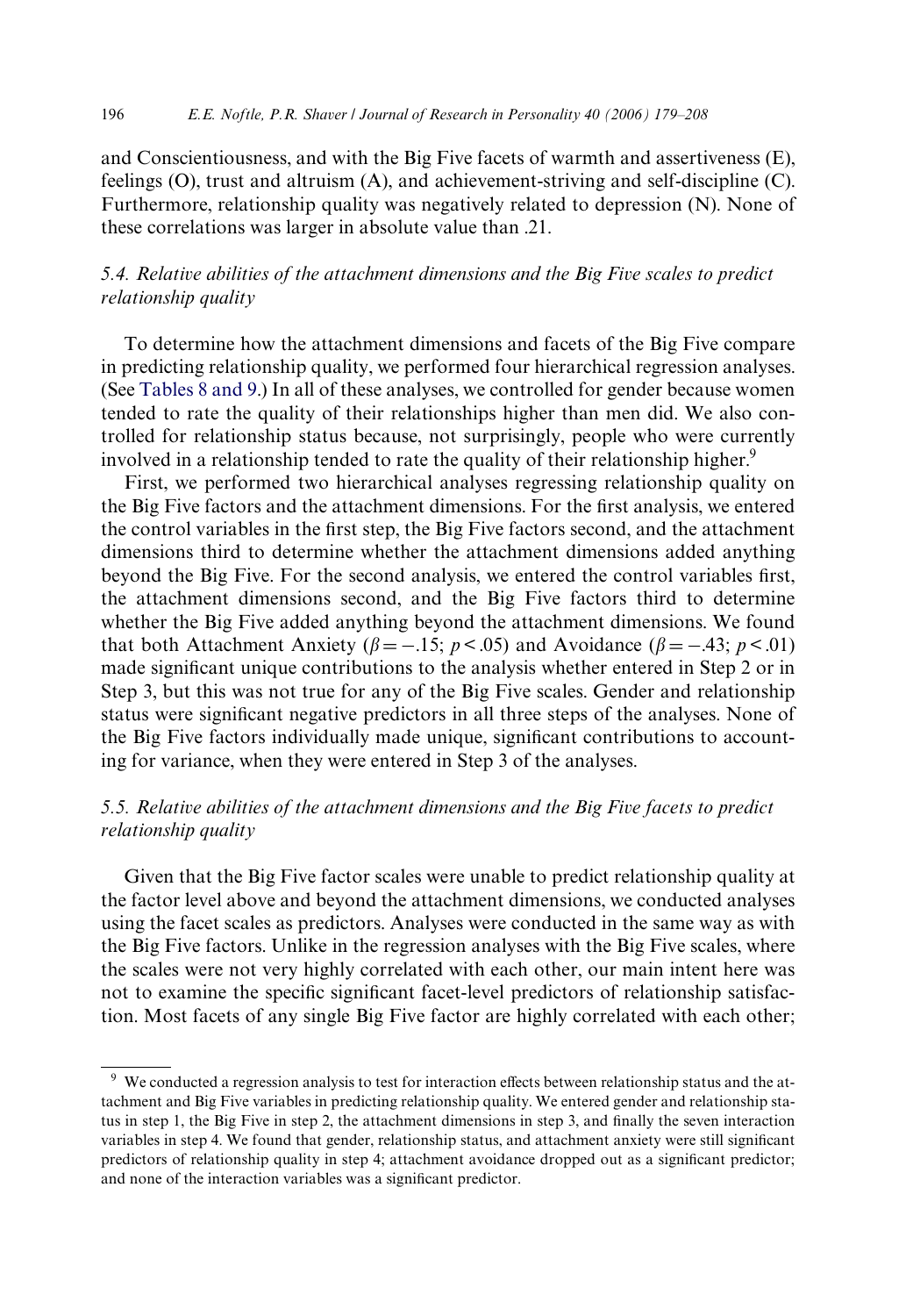and Conscientiousness, and with the Big Five facets of warmth and assertiveness (E), feelings (O), trust and altruism (A), and achievement-striving and self-discipline (C). Furthermore, relationship quality was negatively related to depression (N). None of these correlations was larger in absolute value than .21.

### 5.4. Relative abilities of the attachment dimensions and the Big Five scales to predict relationship quality

To determine how the attachment dimensions and facets of the Big Five compare in predicting relationship quality, we performed four hierarchical regression analyses. (See Tables 8 and 9.) In all of these analyses, we controlled for gender because women tended to rate the quality of their relationships higher than men did. We also controlled for relationship status because, not surprisingly, people who were currently involved in a relationship tended to rate the quality of their relationship higher.[9]

First, we performed two hierarchical analyses regressing relationship quality on the Big Five factors and the attachment dimensions. For the first analysis, we entered the control variables in the first step, the Big Five factors second, and the attachment dimensions third to determine whether the attachment dimensions added anything beyond the Big Five. For the second analysis, we entered the control variables first, the attachment dimensions second, and the Big Five factors third to determine whether the Big Five added anything beyond the attachment dimensions. We found that both Attachment Anxiety ($\beta = -.15$; $p < .05$) and Avoidance ($\beta = -.43$; $p < .01$) made significant unique contributions to the analysis whether entered in Step 2 or in Step 3, but this was not true for any of the Big Five scales. Gender and relationship status were significant negative predictors in all three steps of the analyses. None of the Big Five factors individually made unique, significant contributions to accounting for variance, when they were entered in Step 3 of the analyses.

### 5.5. Relative abilities of the attachment dimensions and the Big Five facets to predict relationship quality

Given that the Big Five factor scales were unable to predict relationship quality at the factor level above and beyond the attachment dimensions, we conducted analyses using the facet scales as predictors. Analyses were conducted in the same way as with the Big Five factors. Unlike in the regression analyses with the Big Five scales, where the scales were not very highly correlated with each other, our main intent here was not to examine the specific significant facet-level predictors of relationship satisfaction. Most facets of any single Big Five factor are highly correlated with each other;

[9] We conducted a regression analysis to test for interaction effects between relationship status and the attachment and Big Five variables in predicting relationship quality. We entered gender and relationship status in step 1, the Big Five in step 2, the attachment dimensions in step 3, and finally the seven interaction variables in step 4. We found that gender, relationship status, and attachment anxiety were still significant predictors of relationship quality in step 4; attachment avoidance dropped out as a significant predictor; and none of the interaction variables was a significant predictor.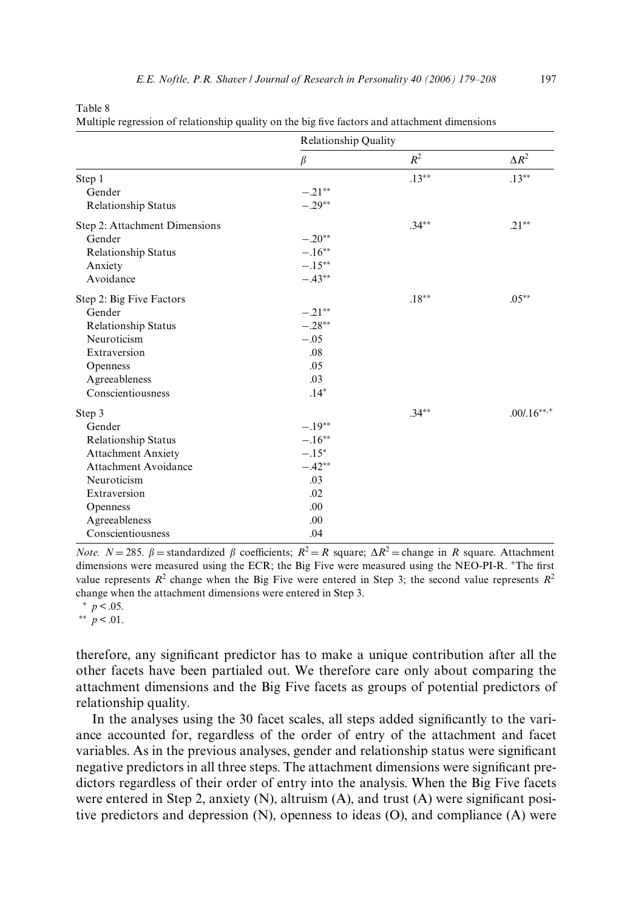Table 8
Multiple regression of relationship quality on the big five factors and attachment dimensions

| | Relationship Quality | | |
|---|---|---|---|
| | $\beta$ | $R^2$ | $\Delta R^2$ |
| Step 1 | | .13** | .13** |
| Gender | −.21** | | |
| Relationship Status | −.29** | | |
| Step 2: Attachment Dimensions | | .34** | .21** |
| Gender | −.20** | | |
| Relationship Status | −.16** | | |
| Anxiety | −.15** | | |
| Avoidance | −.43** | | |
| Step 2: Big Five Factors | | .18** | .05** |
| Gender | −.21** | | |
| Relationship Status | −.28** | | |
| Neuroticism | −.05 | | |
| Extraversion | .08 | | |
| Openness | .05 | | |
| Agreeableness | .03 | | |
| Conscientiousness | .14* | | |
| Step 3 | | .34** | .00/.16**,+ |
| Gender | −.19** | | |
| Relationship Status | −.16** | | |
| Attachment Anxiety | −.15* | | |
| Attachment Avoidance | −.42** | | |
| Neuroticism | .03 | | |
| Extraversion | .02 | | |
| Openness | .00 | | |
| Agreeableness | .00 | | |
| Conscientiousness | .04 | | |

*Note.* $N = 285$. $\beta$ = standardized $\beta$ coefficients; $R^2$ = R square; $\Delta R^2$ = change in R square. Attachment dimensions were measured using the ECR; the Big Five were measured using the NEO-PI-R. +The first value represents $R^2$ change when the Big Five were entered in Step 3; the second value represents $R^2$ change when the attachment dimensions were entered in Step 3.

\* $p < .05$.

\*\* $p < .01$.

therefore, any significant predictor has to make a unique contribution after all the other facets have been partialed out. We therefore care only about comparing the attachment dimensions and the Big Five facets as groups of potential predictors of relationship quality.

In the analyses using the 30 facet scales, all steps added significantly to the variance accounted for, regardless of the order of entry of the attachment and facet variables. As in the previous analyses, gender and relationship status were significant negative predictors in all three steps. The attachment dimensions were significant predictors regardless of their order of entry into the analysis. When the Big Five facets were entered in Step 2, anxiety (N), altruism (A), and trust (A) were significant positive predictors and depression (N), openness to ideas (O), and compliance (A) were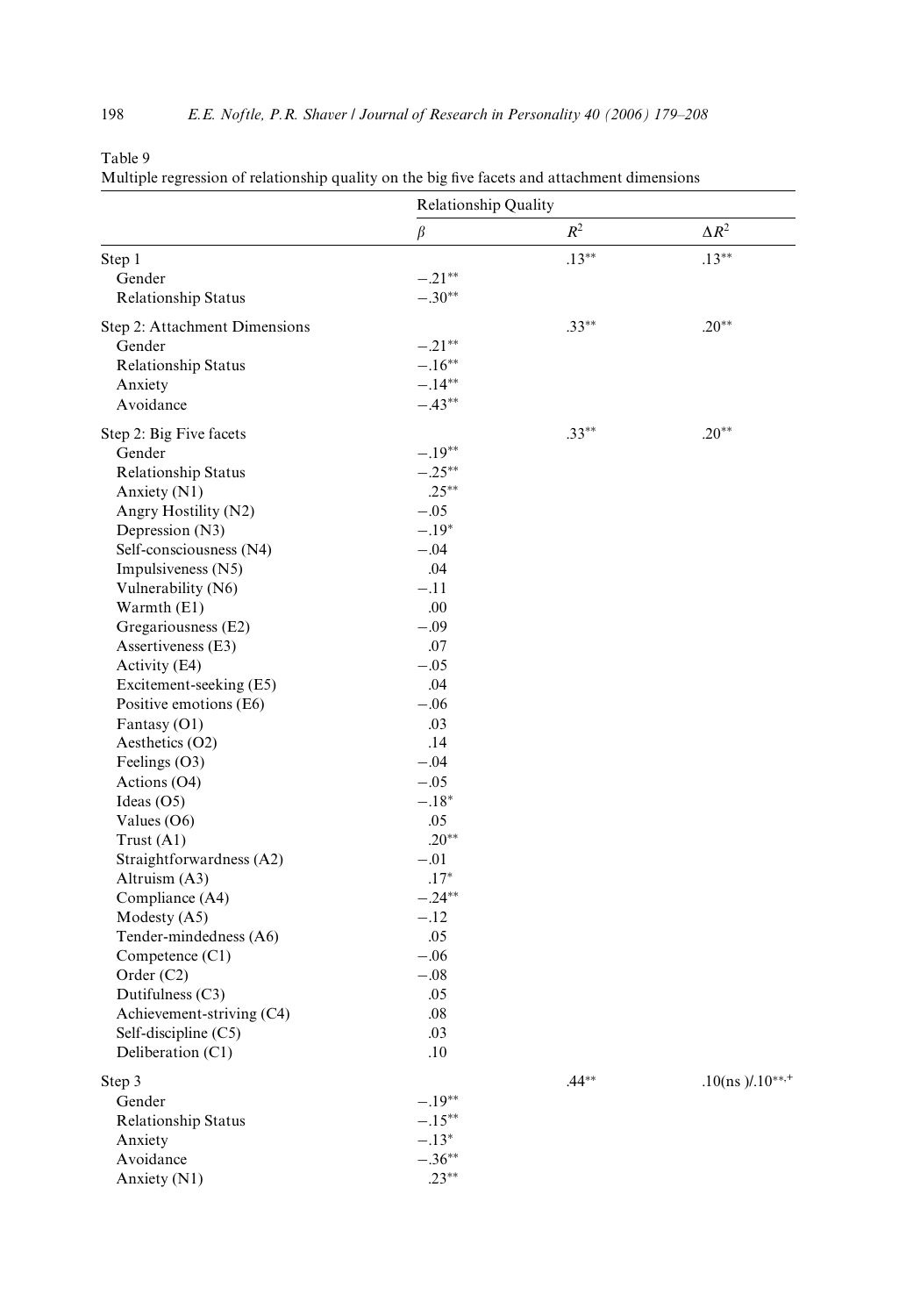Table 9
Multiple regression of relationship quality on the big five facets and attachment dimensions

| | Relationship Quality | | |
|---|---|---|---|
| | $\beta$ | $R^2$ | $\Delta R^2$ |
| Step 1 | | .13** | .13** |
| Gender | −.21** | | |
| Relationship Status | −.30** | | |
| Step 2: Attachment Dimensions | | .33** | .20** |
| Gender | −.21** | | |
| Relationship Status | −.16** | | |
| Anxiety | −.14** | | |
| Avoidance | −.43** | | |
| Step 2: Big Five facets | | .33** | .20** |
| Gender | −.19** | | |
| Relationship Status | −.25** | | |
| Anxiety (N1) | .25** | | |
| Angry Hostility (N2) | −.05 | | |
| Depression (N3) | −.19* | | |
| Self-consciousness (N4) | −.04 | | |
| Impulsiveness (N5) | .04 | | |
| Vulnerability (N6) | −.11 | | |
| Warmth (E1) | .00 | | |
| Gregariousness (E2) | −.09 | | |
| Assertiveness (E3) | .07 | | |
| Activity (E4) | −.05 | | |
| Excitement-seeking (E5) | .04 | | |
| Positive emotions (E6) | −.06 | | |
| Fantasy (O1) | .03 | | |
| Aesthetics (O2) | .14 | | |
| Feelings (O3) | −.04 | | |
| Actions (O4) | −.05 | | |
| Ideas (O5) | −.18* | | |
| Values (O6) | .05 | | |
| Trust (A1) | .20** | | |
| Straightforwardness (A2) | −.01 | | |
| Altruism (A3) | .17* | | |
| Compliance (A4) | −.24** | | |
| Modesty (A5) | −.12 | | |
| Tender-mindedness (A6) | .05 | | |
| Competence (C1) | −.06 | | |
| Order (C2) | −.08 | | |
| Dutifulness (C3) | .05 | | |
| Achievement-striving (C4) | .08 | | |
| Self-discipline (C5) | .03 | | |
| Deliberation (C1) | .10 | | |
| Step 3 | | .44** | .10(ns )/.10**,+ |
| Gender | −.19** | | |
| Relationship Status | −.15** | | |
| Anxiety | −.13* | | |
| Avoidance | −.36** | | |
| Anxiety (N1) | .23** | | |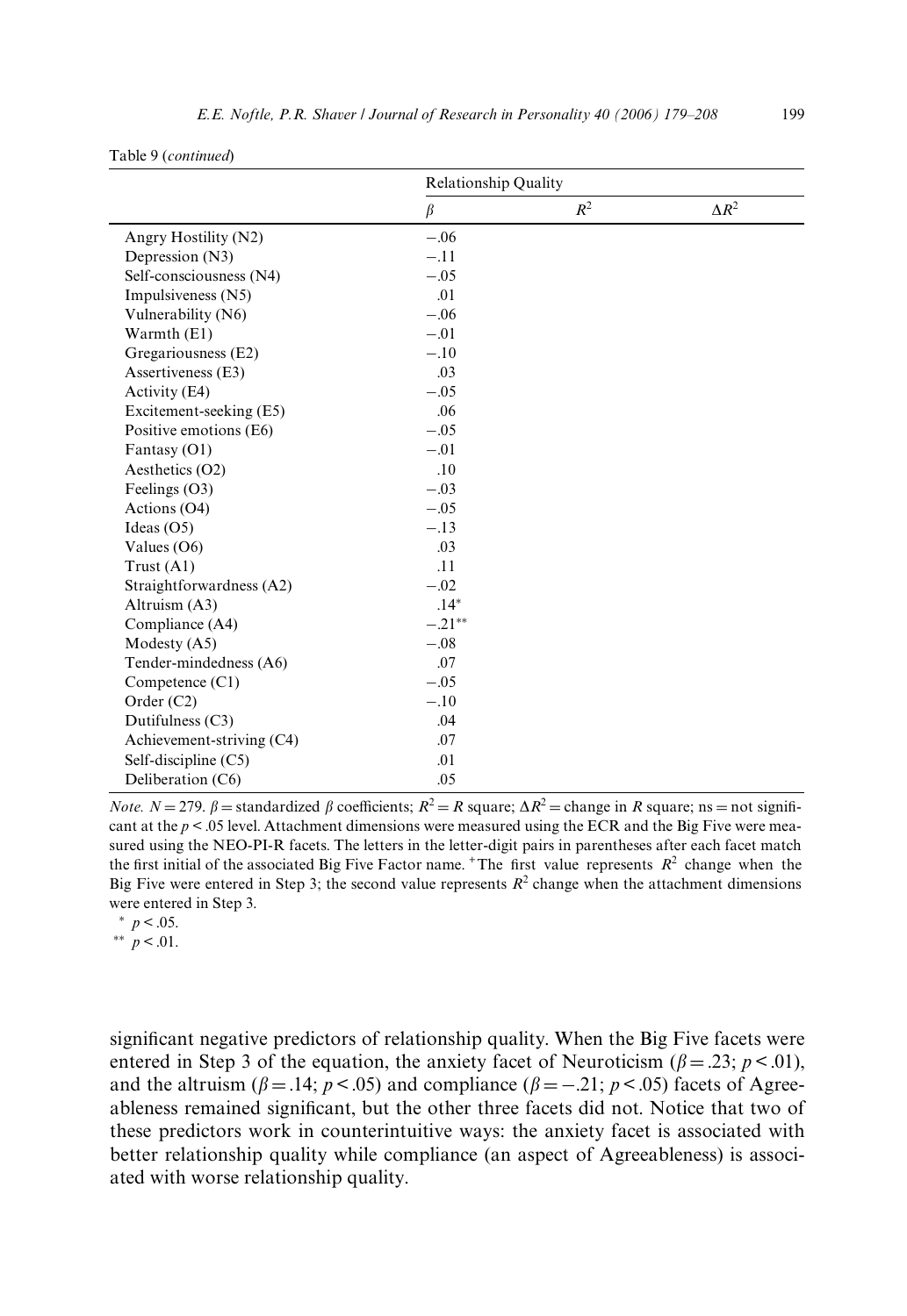Table 9 (*continued*)

| | Relationship Quality | | |
|---|---|---|---|
| | $\beta$ | $R^2$ | $\Delta R^2$ |
| Angry Hostility (N2) | −.06 | | |
| Depression (N3) | −.11 | | |
| Self-consciousness (N4) | −.05 | | |
| Impulsiveness (N5) | .01 | | |
| Vulnerability (N6) | −.06 | | |
| Warmth (E1) | −.01 | | |
| Gregariousness (E2) | −.10 | | |
| Assertiveness (E3) | .03 | | |
| Activity (E4) | −.05 | | |
| Excitement-seeking (E5) | .06 | | |
| Positive emotions (E6) | −.05 | | |
| Fantasy (O1) | −.01 | | |
| Aesthetics (O2) | .10 | | |
| Feelings (O3) | −.03 | | |
| Actions (O4) | −.05 | | |
| Ideas (O5) | −.13 | | |
| Values (O6) | .03 | | |
| Trust (A1) | .11 | | |
| Straightforwardness (A2) | −.02 | | |
| Altruism (A3) | .14* | | |
| Compliance (A4) | −.21** | | |
| Modesty (A5) | −.08 | | |
| Tender-mindedness (A6) | .07 | | |
| Competence (C1) | −.05 | | |
| Order (C2) | −.10 | | |
| Dutifulness (C3) | .04 | | |
| Achievement-striving (C4) | .07 | | |
| Self-discipline (C5) | .01 | | |
| Deliberation (C6) | .05 | | |

*Note.* $N = 279$. $\beta$ = standardized $\beta$ coefficients; $R^2 = R$ square; $\Delta R^2$ = change in $R$ square; ns = not significant at the $p < .05$ level. Attachment dimensions were measured using the ECR and the Big Five were measured using the NEO-PI-R facets. The letters in the letter-digit pairs in parentheses after each facet match the first initial of the associated Big Five Factor name. + The first value represents $R^2$ change when the Big Five were entered in Step 3; the second value represents $R^2$ change when the attachment dimensions were entered in Step 3.

\* $p < .05$.

\*\* $p < .01$.

significant negative predictors of relationship quality. When the Big Five facets were entered in Step 3 of the equation, the anxiety facet of Neuroticism ($\beta = .23$; $p < .01$), and the altruism ($\beta = .14$; $p < .05$) and compliance ($\beta = -.21$; $p < .05$) facets of Agreeableness remained significant, but the other three facets did not. Notice that two of these predictors work in counterintuitive ways: the anxiety facet is associated with better relationship quality while compliance (an aspect of Agreeableness) is associated with worse relationship quality.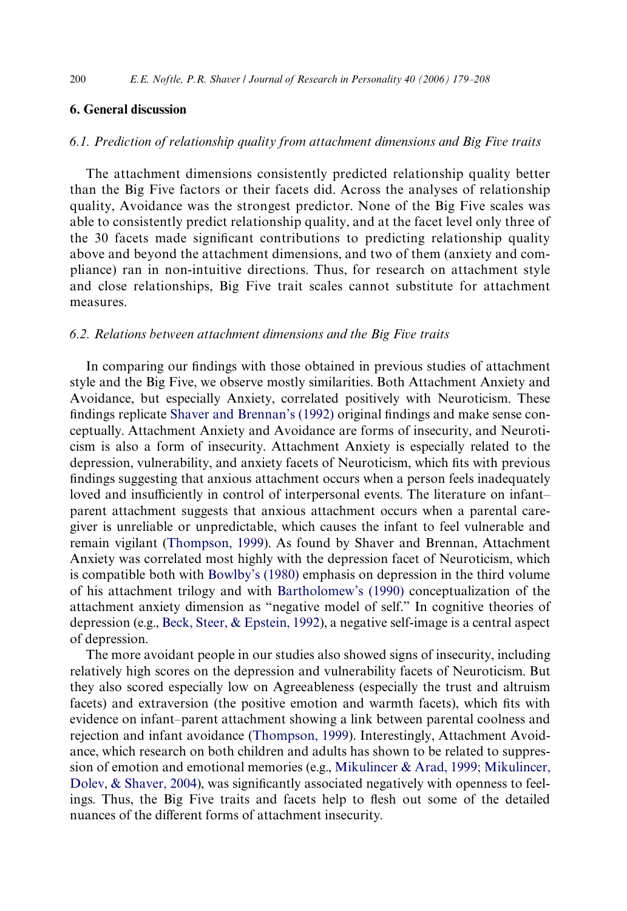## 6. General discussion

### *6.1. Prediction of relationship quality from attachment dimensions and Big Five traits*

The attachment dimensions consistently predicted relationship quality better than the Big Five factors or their facets did. Across the analyses of relationship quality, Avoidance was the strongest predictor. None of the Big Five scales was able to consistently predict relationship quality, and at the facet level only three of the 30 facets made significant contributions to predicting relationship quality above and beyond the attachment dimensions, and two of them (anxiety and compliance) ran in non-intuitive directions. Thus, for research on attachment style and close relationships, Big Five trait scales cannot substitute for attachment measures.

### *6.2. Relations between attachment dimensions and the Big Five traits*

In comparing our findings with those obtained in previous studies of attachment style and the Big Five, we observe mostly similarities. Both Attachment Anxiety and Avoidance, but especially Anxiety, correlated positively with Neuroticism. These findings replicate Shaver and Brennan's (1992) original findings and make sense conceptually. Attachment Anxiety and Avoidance are forms of insecurity, and Neuroticism is also a form of insecurity. Attachment Anxiety is especially related to the depression, vulnerability, and anxiety facets of Neuroticism, which fits with previous findings suggesting that anxious attachment occurs when a person feels inadequately loved and insufficiently in control of interpersonal events. The literature on infant–parent attachment suggests that anxious attachment occurs when a parental caregiver is unreliable or unpredictable, which causes the infant to feel vulnerable and remain vigilant (Thompson, 1999). As found by Shaver and Brennan, Attachment Anxiety was correlated most highly with the depression facet of Neuroticism, which is compatible both with Bowlby's (1980) emphasis on depression in the third volume of his attachment trilogy and with Bartholomew's (1990) conceptualization of the attachment anxiety dimension as "negative model of self." In cognitive theories of depression (e.g., Beck, Steer, & Epstein, 1992), a negative self-image is a central aspect of depression.

The more avoidant people in our studies also showed signs of insecurity, including relatively high scores on the depression and vulnerability facets of Neuroticism. But they also scored especially low on Agreeableness (especially the trust and altruism facets) and extraversion (the positive emotion and warmth facets), which fits with evidence on infant–parent attachment showing a link between parental coolness and rejection and infant avoidance (Thompson, 1999). Interestingly, Attachment Avoidance, which research on both children and adults has shown to be related to suppression of emotion and emotional memories (e.g., Mikulincer & Arad, 1999; Mikulincer, Dolev, & Shaver, 2004), was significantly associated negatively with openness to feelings. Thus, the Big Five traits and facets help to flesh out some of the detailed nuances of the different forms of attachment insecurity.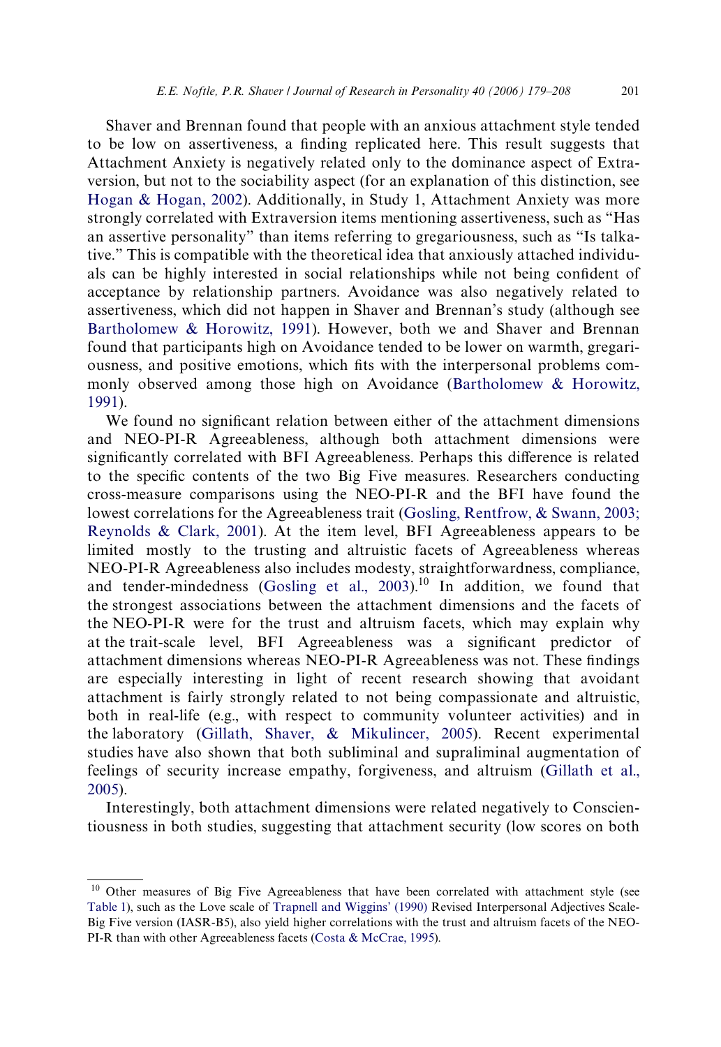Shaver and Brennan found that people with an anxious attachment style tended to be low on assertiveness, a finding replicated here. This result suggests that Attachment Anxiety is negatively related only to the dominance aspect of Extraversion, but not to the sociability aspect (for an explanation of this distinction, see Hogan & Hogan, 2002). Additionally, in Study 1, Attachment Anxiety was more strongly correlated with Extraversion items mentioning assertiveness, such as "Has an assertive personality" than items referring to gregariousness, such as "Is talkative." This is compatible with the theoretical idea that anxiously attached individuals can be highly interested in social relationships while not being confident of acceptance by relationship partners. Avoidance was also negatively related to assertiveness, which did not happen in Shaver and Brennan's study (although see Bartholomew & Horowitz, 1991). However, both we and Shaver and Brennan found that participants high on Avoidance tended to be lower on warmth, gregariousness, and positive emotions, which fits with the interpersonal problems commonly observed among those high on Avoidance (Bartholomew & Horowitz, 1991).

We found no significant relation between either of the attachment dimensions and NEO-PI-R Agreeableness, although both attachment dimensions were significantly correlated with BFI Agreeableness. Perhaps this difference is related to the specific contents of the two Big Five measures. Researchers conducting cross-measure comparisons using the NEO-PI-R and the BFI have found the lowest correlations for the Agreeableness trait (Gosling, Rentfrow, & Swann, 2003; Reynolds & Clark, 2001). At the item level, BFI Agreeableness appears to be limited mostly to the trusting and altruistic facets of Agreeableness whereas NEO-PI-R Agreeableness also includes modesty, straightforwardness, compliance, and tender-mindedness (Gosling et al., 2003).[10] In addition, we found that the strongest associations between the attachment dimensions and the facets of the NEO-PI-R were for the trust and altruism facets, which may explain why at the trait-scale level, BFI Agreeableness was a significant predictor of attachment dimensions whereas NEO-PI-R Agreeableness was not. These findings are especially interesting in light of recent research showing that avoidant attachment is fairly strongly related to not being compassionate and altruistic, both in real-life (e.g., with respect to community volunteer activities) and in the laboratory (Gillath, Shaver, & Mikulincer, 2005). Recent experimental studies have also shown that both subliminal and supraliminal augmentation of feelings of security increase empathy, forgiveness, and altruism (Gillath et al., 2005).

Interestingly, both attachment dimensions were related negatively to Conscientiousness in both studies, suggesting that attachment security (low scores on both

[10] Other measures of Big Five Agreeableness that have been correlated with attachment style (see Table 1), such as the Love scale of Trapnell and Wiggins' (1990) Revised Interpersonal Adjectives Scale-Big Five version (IASR-B5), also yield higher correlations with the trust and altruism facets of the NEO-PI-R than with other Agreeableness facets (Costa & McCrae, 1995).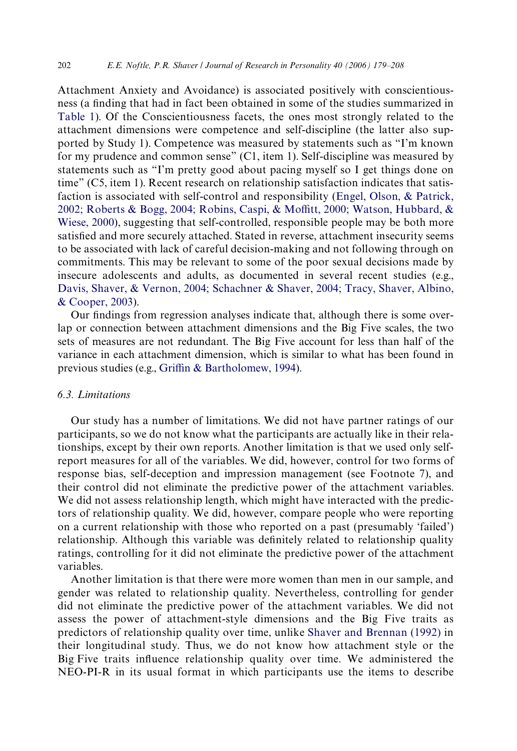Attachment Anxiety and Avoidance) is associated positively with conscientiousness (a finding that had in fact been obtained in some of the studies summarized in Table 1). Of the Conscientiousness facets, the ones most strongly related to the attachment dimensions were competence and self-discipline (the latter also supported by Study 1). Competence was measured by statements such as "I'm known for my prudence and common sense" (C1, item 1). Self-discipline was measured by statements such as "I'm pretty good about pacing myself so I get things done on time" (C5, item 1). Recent research on relationship satisfaction indicates that satisfaction is associated with self-control and responsibility (Engel, Olson, & Patrick, 2002; Roberts & Bogg, 2004; Robins, Caspi, & Moffitt, 2000; Watson, Hubbard, & Wiese, 2000), suggesting that self-controlled, responsible people may be both more satisfied and more securely attached. Stated in reverse, attachment insecurity seems to be associated with lack of careful decision-making and not following through on commitments. This may be relevant to some of the poor sexual decisions made by insecure adolescents and adults, as documented in several recent studies (e.g., Davis, Shaver, & Vernon, 2004; Schachner & Shaver, 2004; Tracy, Shaver, Albino, & Cooper, 2003).

Our findings from regression analyses indicate that, although there is some overlap or connection between attachment dimensions and the Big Five scales, the two sets of measures are not redundant. The Big Five account for less than half of the variance in each attachment dimension, which is similar to what has been found in previous studies (e.g., Griffin & Bartholomew, 1994).

### *6.3. Limitations*

Our study has a number of limitations. We did not have partner ratings of our participants, so we do not know what the participants are actually like in their relationships, except by their own reports. Another limitation is that we used only self-report measures for all of the variables. We did, however, control for two forms of response bias, self-deception and impression management (see Footnote 7), and their control did not eliminate the predictive power of the attachment variables. We did not assess relationship length, which might have interacted with the predictors of relationship quality. We did, however, compare people who were reporting on a current relationship with those who reported on a past (presumably 'failed') relationship. Although this variable was definitely related to relationship quality ratings, controlling for it did not eliminate the predictive power of the attachment variables.

Another limitation is that there were more women than men in our sample, and gender was related to relationship quality. Nevertheless, controlling for gender did not eliminate the predictive power of the attachment variables. We did not assess the power of attachment-style dimensions and the Big Five traits as predictors of relationship quality over time, unlike Shaver and Brennan (1992) in their longitudinal study. Thus, we do not know how attachment style or the Big Five traits influence relationship quality over time. We administered the NEO-PI-R in its usual format in which participants use the items to describe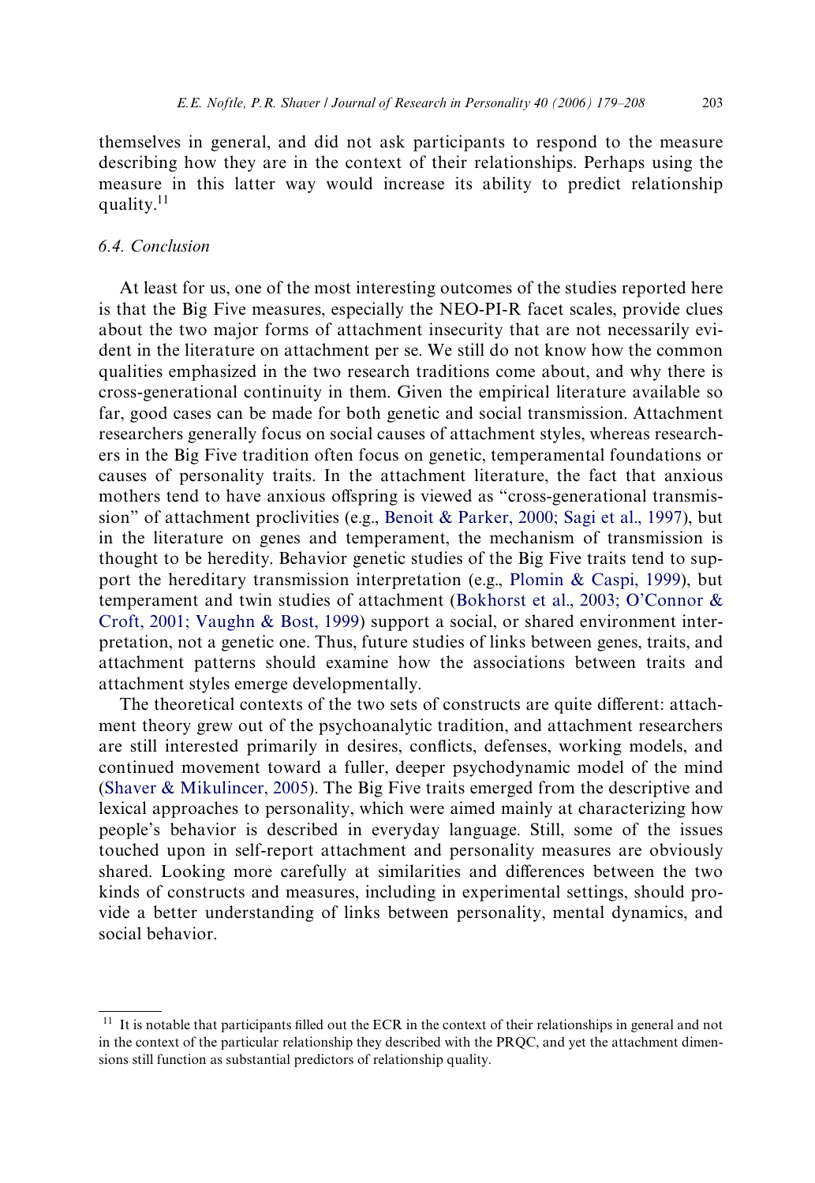themselves in general, and did not ask participants to respond to the measure describing how they are in the context of their relationships. Perhaps using the measure in this latter way would increase its ability to predict relationship quality.[11]

### 6.4. Conclusion

At least for us, one of the most interesting outcomes of the studies reported here is that the Big Five measures, especially the NEO-PI-R facet scales, provide clues about the two major forms of attachment insecurity that are not necessarily evident in the literature on attachment per se. We still do not know how the common qualities emphasized in the two research traditions come about, and why there is cross-generational continuity in them. Given the empirical literature available so far, good cases can be made for both genetic and social transmission. Attachment researchers generally focus on social causes of attachment styles, whereas researchers in the Big Five tradition often focus on genetic, temperamental foundations or causes of personality traits. In the attachment literature, the fact that anxious mothers tend to have anxious offspring is viewed as "cross-generational transmission" of attachment proclivities (e.g., Benoit & Parker, 2000; Sagi et al., 1997), but in the literature on genes and temperament, the mechanism of transmission is thought to be heredity. Behavior genetic studies of the Big Five traits tend to support the hereditary transmission interpretation (e.g., Plomin & Caspi, 1999), but temperament and twin studies of attachment (Bokhorst et al., 2003; O'Connor & Croft, 2001; Vaughn & Bost, 1999) support a social, or shared environment interpretation, not a genetic one. Thus, future studies of links between genes, traits, and attachment patterns should examine how the associations between traits and attachment styles emerge developmentally.

The theoretical contexts of the two sets of constructs are quite different: attachment theory grew out of the psychoanalytic tradition, and attachment researchers are still interested primarily in desires, conflicts, defenses, working models, and continued movement toward a fuller, deeper psychodynamic model of the mind (Shaver & Mikulincer, 2005). The Big Five traits emerged from the descriptive and lexical approaches to personality, which were aimed mainly at characterizing how people's behavior is described in everyday language. Still, some of the issues touched upon in self-report attachment and personality measures are obviously shared. Looking more carefully at similarities and differences between the two kinds of constructs and measures, including in experimental settings, should provide a better understanding of links between personality, mental dynamics, and social behavior.

---

[11] It is notable that participants filled out the ECR in the context of their relationships in general and not in the context of the particular relationship they described with the PRQC, and yet the attachment dimensions still function as substantial predictors of relationship quality.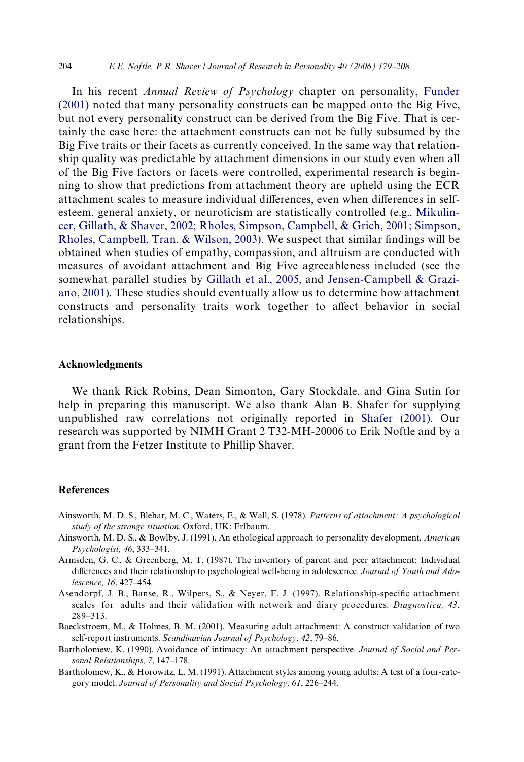In his recent *Annual Review of Psychology* chapter on personality, Funder (2001) noted that many personality constructs can be mapped onto the Big Five, but not every personality construct can be derived from the Big Five. That is certainly the case here: the attachment constructs can not be fully subsumed by the Big Five traits or their facets as currently conceived. In the same way that relationship quality was predictable by attachment dimensions in our study even when all of the Big Five factors or facets were controlled, experimental research is beginning to show that predictions from attachment theory are upheld using the ECR attachment scales to measure individual differences, even when differences in self-esteem, general anxiety, or neuroticism are statistically controlled (e.g., Mikulincer, Gillath, & Shaver, 2002; Rholes, Simpson, Campbell, & Grich, 2001; Simpson, Rholes, Campbell, Tran, & Wilson, 2003). We suspect that similar findings will be obtained when studies of empathy, compassion, and altruism are conducted with measures of avoidant attachment and Big Five agreeableness included (see the somewhat parallel studies by Gillath et al., 2005, and Jensen-Campbell & Graziano, 2001). These studies should eventually allow us to determine how attachment constructs and personality traits work together to affect behavior in social relationships.

## Acknowledgments

We thank Rick Robins, Dean Simonton, Gary Stockdale, and Gina Sutin for help in preparing this manuscript. We also thank Alan B. Shafer for supplying unpublished raw correlations not originally reported in Shafer (2001). Our research was supported by NIMH Grant 2 T32-MH-20006 to Erik Noftle and by a grant from the Fetzer Institute to Phillip Shaver.

## References

Ainsworth, M. D. S., Blehar, M. C., Waters, E., & Wall, S. (1978). *Patterns of attachment: A psychological study of the strange situation*. Oxford, UK: Erlbaum.

Ainsworth, M. D. S., & Bowlby, J. (1991). An ethological approach to personality development. *American Psychologist, 46*, 333–341.

Armsden, G. C., & Greenberg, M. T. (1987). The inventory of parent and peer attachment: Individual differences and their relationship to psychological well-being in adolescence. *Journal of Youth and Adolescence, 16*, 427–454.

Asendorpf, J. B., Banse, R., Wilpers, S., & Neyer, F. J. (1997). Relationship-specific attachment scales for adults and their validation with network and diary procedures. *Diagnostica, 43*, 289–313.

Baeckstroem, M., & Holmes, B. M. (2001). Measuring adult attachment: A construct validation of two self-report instruments. *Scandinavian Journal of Psychology, 42*, 79–86.

Bartholomew, K. (1990). Avoidance of intimacy: An attachment perspective. *Journal of Social and Personal Relationships, 7*, 147–178.

Bartholomew, K., & Horowitz, L. M. (1991). Attachment styles among young adults: A test of a four-category model. *Journal of Personality and Social Psychology, 61*, 226–244.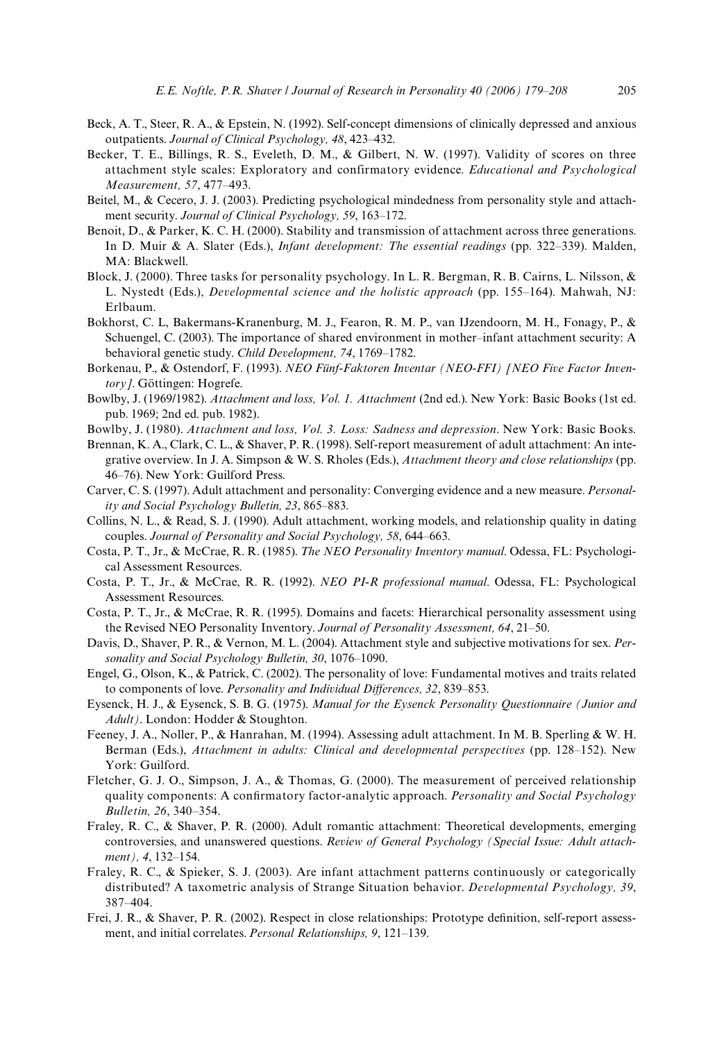Beck, A. T., Steer, R. A., & Epstein, N. (1992). Self-concept dimensions of clinically depressed and anxious outpatients. *Journal of Clinical Psychology, 48*, 423–432.

Becker, T. E., Billings, R. S., Eveleth, D. M., & Gilbert, N. W. (1997). Validity of scores on three attachment style scales: Exploratory and confirmatory evidence. *Educational and Psychological Measurement, 57*, 477–493.

Beitel, M., & Cecero, J. J. (2003). Predicting psychological mindedness from personality style and attachment security. *Journal of Clinical Psychology, 59*, 163–172.

Benoit, D., & Parker, K. C. H. (2000). Stability and transmission of attachment across three generations. In D. Muir & A. Slater (Eds.), *Infant development: The essential readings* (pp. 322–339). Malden, MA: Blackwell.

Block, J. (2000). Three tasks for personality psychology. In L. R. Bergman, R. B. Cairns, L. Nilsson, & L. Nystedt (Eds.), *Developmental science and the holistic approach* (pp. 155–164). Mahwah, NJ: Erlbaum.

Bokhorst, C. L, Bakermans-Kranenburg, M. J., Fearon, R. M. P., van IJzendoorn, M. H., Fonagy, P., & Schuengel, C. (2003). The importance of shared environment in mother–infant attachment security: A behavioral genetic study. *Child Development, 74*, 1769–1782.

Borkenau, P., & Ostendorf, F. (1993). *NEO Fünf-Faktoren Inventar (NEO-FFI) [NEO Five Factor Inventory]*. Göttingen: Hogrefe.

Bowlby, J. (1969/1982). *Attachment and loss, Vol. 1. Attachment* (2nd ed.). New York: Basic Books (1st ed. pub. 1969; 2nd ed. pub. 1982).

Bowlby, J. (1980). *Attachment and loss, Vol. 3. Loss: Sadness and depression*. New York: Basic Books.

Brennan, K. A., Clark, C. L., & Shaver, P. R. (1998). Self-report measurement of adult attachment: An integrative overview. In J. A. Simpson & W. S. Rholes (Eds.), *Attachment theory and close relationships* (pp. 46–76). New York: Guilford Press.

Carver, C. S. (1997). Adult attachment and personality: Converging evidence and a new measure. *Personality and Social Psychology Bulletin, 23*, 865–883.

Collins, N. L., & Read, S. J. (1990). Adult attachment, working models, and relationship quality in dating couples. *Journal of Personality and Social Psychology, 58*, 644–663.

Costa, P. T., Jr., & McCrae, R. R. (1985). *The NEO Personality Inventory manual*. Odessa, FL: Psychological Assessment Resources.

Costa, P. T., Jr., & McCrae, R. R. (1992). *NEO PI-R professional manual*. Odessa, FL: Psychological Assessment Resources.

Costa, P. T., Jr., & McCrae, R. R. (1995). Domains and facets: Hierarchical personality assessment using the Revised NEO Personality Inventory. *Journal of Personality Assessment, 64*, 21–50.

Davis, D., Shaver, P. R., & Vernon, M. L. (2004). Attachment style and subjective motivations for sex. *Personality and Social Psychology Bulletin, 30*, 1076–1090.

Engel, G., Olson, K., & Patrick, C. (2002). The personality of love: Fundamental motives and traits related to components of love. *Personality and Individual Differences, 32*, 839–853.

Eysenck, H. J., & Eysenck, S. B. G. (1975). *Manual for the Eysenck Personality Questionnaire (Junior and Adult)*. London: Hodder & Stoughton.

Feeney, J. A., Noller, P., & Hanrahan, M. (1994). Assessing adult attachment. In M. B. Sperling & W. H. Berman (Eds.), *Attachment in adults: Clinical and developmental perspectives* (pp. 128–152). New York: Guilford.

Fletcher, G. J. O., Simpson, J. A., & Thomas, G. (2000). The measurement of perceived relationship quality components: A confirmatory factor-analytic approach. *Personality and Social Psychology Bulletin, 26*, 340–354.

Fraley, R. C., & Shaver, P. R. (2000). Adult romantic attachment: Theoretical developments, emerging controversies, and unanswered questions. *Review of General Psychology (Special Issue: Adult attachment), 4*, 132–154.

Fraley, R. C., & Spieker, S. J. (2003). Are infant attachment patterns continuously or categorically distributed? A taxometric analysis of Strange Situation behavior. *Developmental Psychology, 39*, 387–404.

Frei, J. R., & Shaver, P. R. (2002). Respect in close relationships: Prototype definition, self-report assessment, and initial correlates. *Personal Relationships, 9*, 121–139.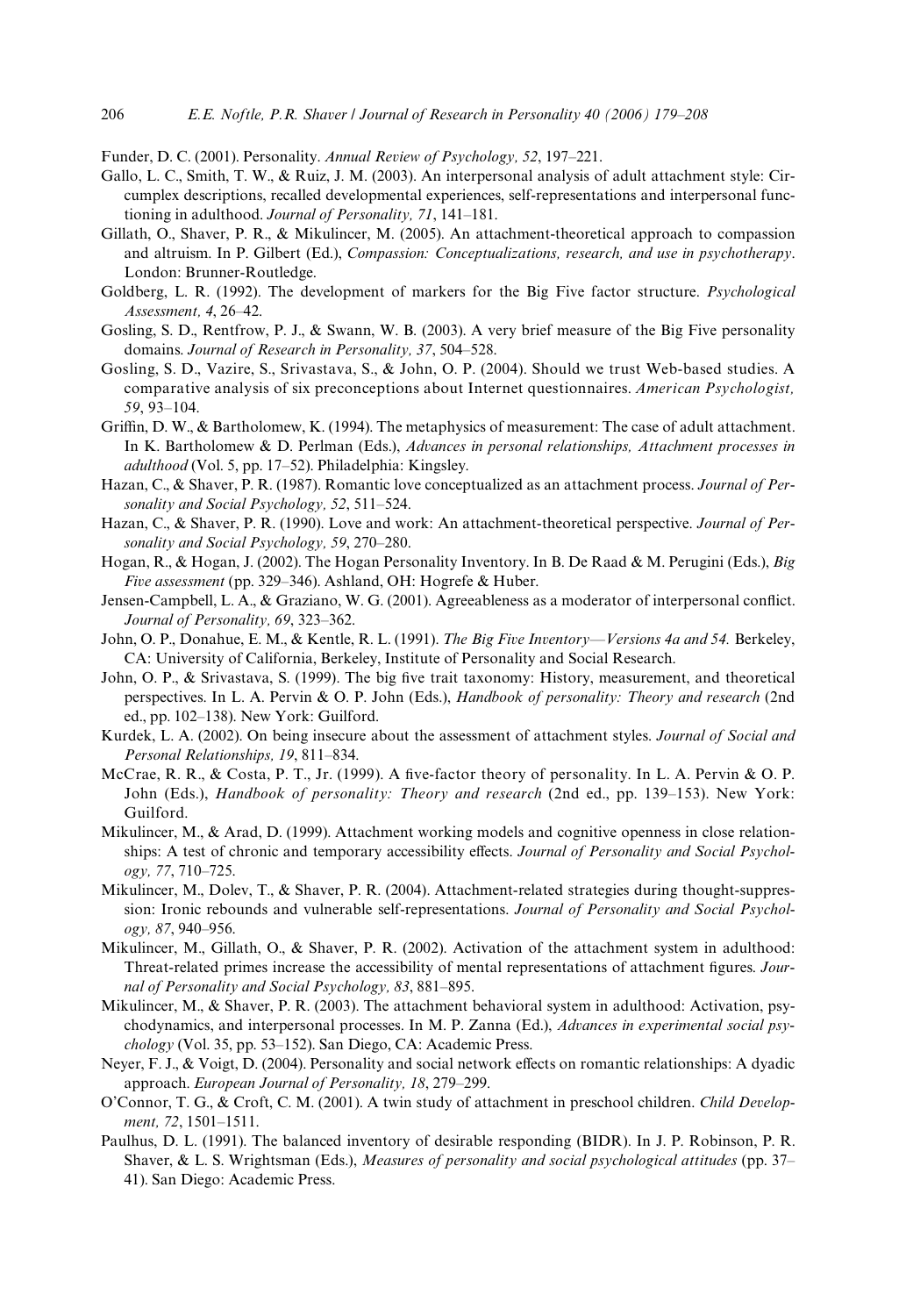Funder, D. C. (2001). Personality. *Annual Review of Psychology, 52*, 197–221.

Gallo, L. C., Smith, T. W., & Ruiz, J. M. (2003). An interpersonal analysis of adult attachment style: Circumplex descriptions, recalled developmental experiences, self-representations and interpersonal functioning in adulthood. *Journal of Personality, 71*, 141–181.

Gillath, O., Shaver, P. R., & Mikulincer, M. (2005). An attachment-theoretical approach to compassion and altruism. In P. Gilbert (Ed.), *Compassion: Conceptualizations, research, and use in psychotherapy*. London: Brunner-Routledge.

Goldberg, L. R. (1992). The development of markers for the Big Five factor structure. *Psychological Assessment, 4*, 26–42.

Gosling, S. D., Rentfrow, P. J., & Swann, W. B. (2003). A very brief measure of the Big Five personality domains. *Journal of Research in Personality, 37*, 504–528.

Gosling, S. D., Vazire, S., Srivastava, S., & John, O. P. (2004). Should we trust Web-based studies. A comparative analysis of six preconceptions about Internet questionnaires. *American Psychologist, 59*, 93–104.

Griffin, D. W., & Bartholomew, K. (1994). The metaphysics of measurement: The case of adult attachment. In K. Bartholomew & D. Perlman (Eds.), *Advances in personal relationships, Attachment processes in adulthood* (Vol. 5, pp. 17–52). Philadelphia: Kingsley.

Hazan, C., & Shaver, P. R. (1987). Romantic love conceptualized as an attachment process. *Journal of Personality and Social Psychology, 52*, 511–524.

Hazan, C., & Shaver, P. R. (1990). Love and work: An attachment-theoretical perspective. *Journal of Personality and Social Psychology, 59*, 270–280.

Hogan, R., & Hogan, J. (2002). The Hogan Personality Inventory. In B. De Raad & M. Perugini (Eds.), *Big Five assessment* (pp. 329–346). Ashland, OH: Hogrefe & Huber.

Jensen-Campbell, L. A., & Graziano, W. G. (2001). Agreeableness as a moderator of interpersonal conflict. *Journal of Personality, 69*, 323–362.

John, O. P., Donahue, E. M., & Kentle, R. L. (1991). *The Big Five Inventory—Versions 4a and 54.* Berkeley, CA: University of California, Berkeley, Institute of Personality and Social Research.

John, O. P., & Srivastava, S. (1999). The big five trait taxonomy: History, measurement, and theoretical perspectives. In L. A. Pervin & O. P. John (Eds.), *Handbook of personality: Theory and research* (2nd ed., pp. 102–138). New York: Guilford.

Kurdek, L. A. (2002). On being insecure about the assessment of attachment styles. *Journal of Social and Personal Relationships, 19*, 811–834.

McCrae, R. R., & Costa, P. T., Jr. (1999). A five-factor theory of personality. In L. A. Pervin & O. P. John (Eds.), *Handbook of personality: Theory and research* (2nd ed., pp. 139–153). New York: Guilford.

Mikulincer, M., & Arad, D. (1999). Attachment working models and cognitive openness in close relationships: A test of chronic and temporary accessibility effects. *Journal of Personality and Social Psychology, 77*, 710–725.

Mikulincer, M., Dolev, T., & Shaver, P. R. (2004). Attachment-related strategies during thought-suppression: Ironic rebounds and vulnerable self-representations. *Journal of Personality and Social Psychology, 87*, 940–956.

Mikulincer, M., Gillath, O., & Shaver, P. R. (2002). Activation of the attachment system in adulthood: Threat-related primes increase the accessibility of mental representations of attachment figures. *Journal of Personality and Social Psychology, 83*, 881–895.

Mikulincer, M., & Shaver, P. R. (2003). The attachment behavioral system in adulthood: Activation, psychodynamics, and interpersonal processes. In M. P. Zanna (Ed.), *Advances in experimental social psychology* (Vol. 35, pp. 53–152). San Diego, CA: Academic Press.

Neyer, F. J., & Voigt, D. (2004). Personality and social network effects on romantic relationships: A dyadic approach. *European Journal of Personality, 18*, 279–299.

O'Connor, T. G., & Croft, C. M. (2001). A twin study of attachment in preschool children. *Child Development, 72*, 1501–1511.

Paulhus, D. L. (1991). The balanced inventory of desirable responding (BIDR). In J. P. Robinson, P. R. Shaver, & L. S. Wrightsman (Eds.), *Measures of personality and social psychological attitudes* (pp. 37–41). San Diego: Academic Press.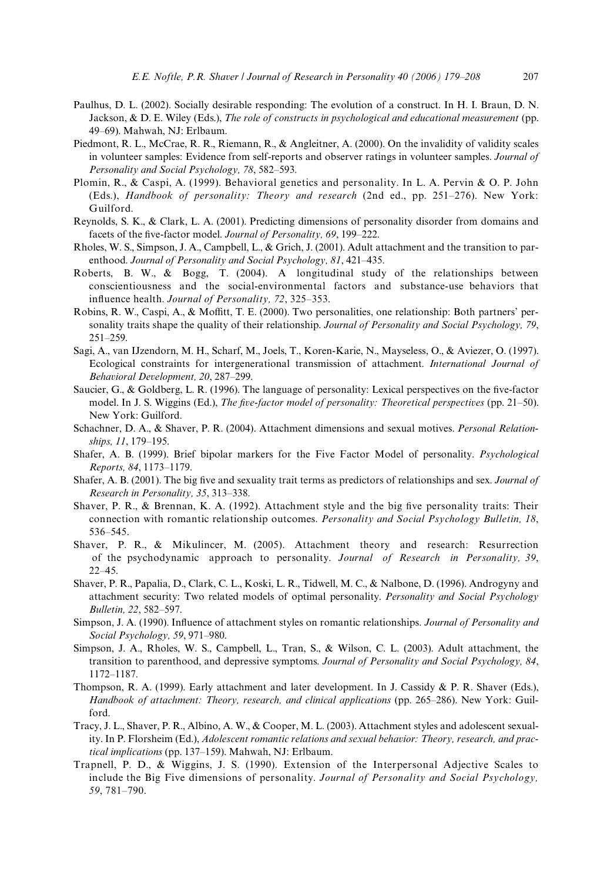Paulhus, D. L. (2002). Socially desirable responding: The evolution of a construct. In H. I. Braun, D. N. Jackson, & D. E. Wiley (Eds.), *The role of constructs in psychological and educational measurement* (pp. 49–69). Mahwah, NJ: Erlbaum.

Piedmont, R. L., McCrae, R. R., Riemann, R., & Angleitner, A. (2000). On the invalidity of validity scales in volunteer samples: Evidence from self-reports and observer ratings in volunteer samples. *Journal of Personality and Social Psychology, 78*, 582–593.

Plomin, R., & Caspi, A. (1999). Behavioral genetics and personality. In L. A. Pervin & O. P. John (Eds.), *Handbook of personality: Theory and research* (2nd ed., pp. 251–276). New York: Guilford.

Reynolds, S. K., & Clark, L. A. (2001). Predicting dimensions of personality disorder from domains and facets of the five-factor model. *Journal of Personality, 69*, 199–222.

Rholes, W. S., Simpson, J. A., Campbell, L., & Grich, J. (2001). Adult attachment and the transition to parenthood. *Journal of Personality and Social Psychology, 81*, 421–435.

Roberts, B. W., & Bogg, T. (2004). A longitudinal study of the relationships between conscientiousness and the social-environmental factors and substance-use behaviors that influence health. *Journal of Personality, 72*, 325–353.

Robins, R. W., Caspi, A., & Moffitt, T. E. (2000). Two personalities, one relationship: Both partners' personality traits shape the quality of their relationship. *Journal of Personality and Social Psychology, 79*, 251–259.

Sagi, A., van IJzendorn, M. H., Scharf, M., Joels, T., Koren-Karie, N., Mayseless, O., & Aviezer, O. (1997). Ecological constraints for intergenerational transmission of attachment. *International Journal of Behavioral Development, 20*, 287–299.

Saucier, G., & Goldberg, L. R. (1996). The language of personality: Lexical perspectives on the five-factor model. In J. S. Wiggins (Ed.), *The five-factor model of personality: Theoretical perspectives* (pp. 21–50). New York: Guilford.

Schachner, D. A., & Shaver, P. R. (2004). Attachment dimensions and sexual motives. *Personal Relationships, 11*, 179–195.

Shafer, A. B. (1999). Brief bipolar markers for the Five Factor Model of personality. *Psychological Reports, 84*, 1173–1179.

Shafer, A. B. (2001). The big five and sexuality trait terms as predictors of relationships and sex. *Journal of Research in Personality, 35*, 313–338.

Shaver, P. R., & Brennan, K. A. (1992). Attachment style and the big five personality traits: Their connection with romantic relationship outcomes. *Personality and Social Psychology Bulletin, 18*, 536–545.

Shaver, P. R., & Mikulincer, M. (2005). Attachment theory and research: Resurrection of the psychodynamic approach to personality. *Journal of Research in Personality, 39*, 22–45.

Shaver, P. R., Papalia, D., Clark, C. L., Koski, L. R., Tidwell, M. C., & Nalbone, D. (1996). Androgyny and attachment security: Two related models of optimal personality. *Personality and Social Psychology Bulletin, 22*, 582–597.

Simpson, J. A. (1990). Influence of attachment styles on romantic relationships. *Journal of Personality and Social Psychology, 59*, 971–980.

Simpson, J. A., Rholes, W. S., Campbell, L., Tran, S., & Wilson, C. L. (2003). Adult attachment, the transition to parenthood, and depressive symptoms. *Journal of Personality and Social Psychology, 84*, 1172–1187.

Thompson, R. A. (1999). Early attachment and later development. In J. Cassidy & P. R. Shaver (Eds.), *Handbook of attachment: Theory, research, and clinical applications* (pp. 265–286). New York: Guilford.

Tracy, J. L., Shaver, P. R., Albino, A. W., & Cooper, M. L. (2003). Attachment styles and adolescent sexuality. In P. Florsheim (Ed.), *Adolescent romantic relations and sexual behavior: Theory, research, and practical implications* (pp. 137–159). Mahwah, NJ: Erlbaum.

Trapnell, P. D., & Wiggins, J. S. (1990). Extension of the Interpersonal Adjective Scales to include the Big Five dimensions of personality. *Journal of Personality and Social Psychology, 59*, 781–790.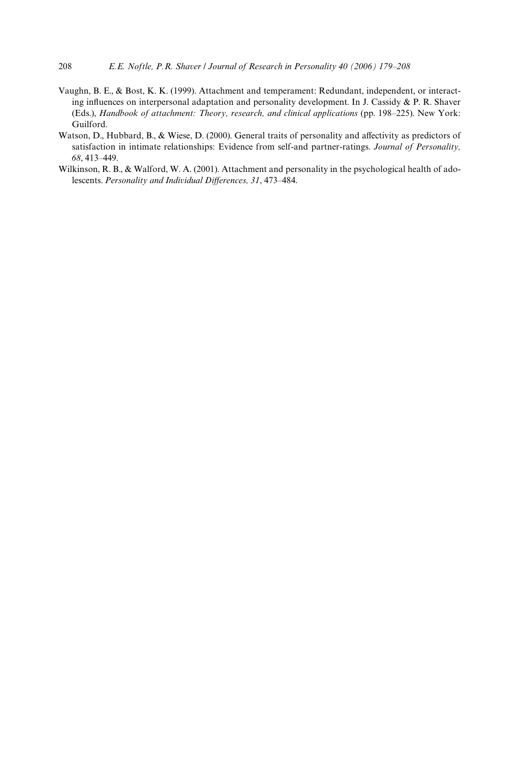Vaughn, B. E., & Bost, K. K. (1999). Attachment and temperament: Redundant, independent, or interacting influences on interpersonal adaptation and personality development. In J. Cassidy & P. R. Shaver (Eds.), *Handbook of attachment: Theory, research, and clinical applications* (pp. 198–225). New York: Guilford.

Watson, D., Hubbard, B., & Wiese, D. (2000). General traits of personality and affectivity as predictors of satisfaction in intimate relationships: Evidence from self-and partner-ratings. *Journal of Personality, 68*, 413–449.

Wilkinson, R. B., & Walford, W. A. (2001). Attachment and personality in the psychological health of adolescents. *Personality and Individual Differences, 31*, 473–484.